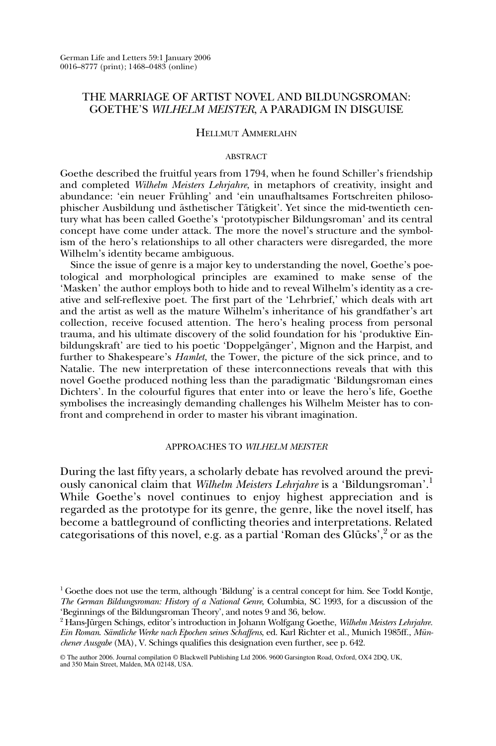# THE MARRIAGE OF ARTIST NOVEL AND BILDUNGSROMAN: GOETHE'S *WILHELM MEISTER*, A PARADIGM IN DISGUISE

Hellmut Ammerlahn

### ABSTRACT

Goethe described the fruitful years from 1794, when he found Schiller's friendship and completed *Wilhelm Meisters Lehrjahre*, in metaphors of creativity, insight and abundance: 'ein neuer Frühling' and 'ein unaufhaltsames Fortschreiten philosophischer Ausbildung und ästhetischer Tätigkeit'. Yet since the mid-twentieth century what has been called Goethe's 'prototypischer Bildungsroman' and its central concept have come under attack. The more the novel's structure and the symbolism of the hero's relationships to all other characters were disregarded, the more Wilhelm's identity became ambiguous.

Since the issue of genre is a major key to understanding the novel, Goethe's poetological and morphological principles are examined to make sense of the 'Masken' the author employs both to hide and to reveal Wilhelm's identity as a creative and self-reflexive poet. The first part of the 'Lehrbrief,' which deals with art and the artist as well as the mature Wilhelm's inheritance of his grandfather's art collection, receive focused attention. The hero's healing process from personal trauma, and his ultimate discovery of the solid foundation for his 'produktive Einbildungskraft' are tied to his poetic 'Doppelgänger', Mignon and the Harpist, and further to Shakespeare's *Hamlet*, the Tower, the picture of the sick prince, and to Natalie. The new interpretation of these interconnections reveals that with this novel Goethe produced nothing less than the paradigmatic 'Bildungsroman eines Dichters'. In the colourful figures that enter into or leave the hero's life, Goethe symbolises the increasingly demanding challenges his Wilhelm Meister has to confront and comprehend in order to master his vibrant imagination.

## APPROACHES TO *WILHELM MEISTER*

During the last fifty years, a scholarly debate has revolved around the previously canonical claim that *Wilhelm Meisters Lehrjahre* is a 'Bildungsroman'.[1] While Goethe's novel continues to enjoy highest appreciation and is regarded as the prototype for its genre, the genre, like the novel itself, has become a battleground of conflicting theories and interpretations. Related categorisations of this novel, e.g. as a partial 'Roman des Glücks',[2] or as the

[1] Goethe does not use the term, although 'Bildung' is a central concept for him. See Todd Kontje, *The German Bildungsroman: History of a National Genre*, Columbia, SC 1993, for a discussion of the 'Beginnings of the Bildungsroman Theory', and notes 9 and 36, below.

[2] Hans-Jürgen Schings, editor's introduction in Johann Wolfgang Goethe, *Wilhelm Meisters Lehrjahre. Ein Roman. Sämtliche Werke nach Epochen seines Schaffens*, ed. Karl Richter et al., Munich 1985ff., *Münchener Ausgabe* (MA), V. Schings qualifies this designation even further, see p. 642.

© The author 2006. Journal compilation © Blackwell Publishing Ltd 2006. 9600 Garsington Road, Oxford, OX4 2DQ, UK, and 350 Main Street, Malden, MA 02148, USA.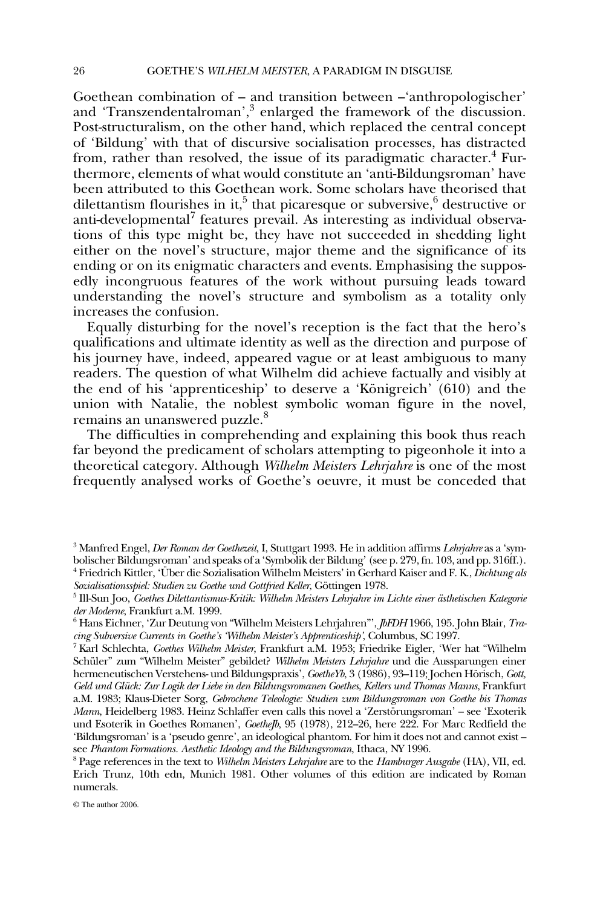Goethean combination of – and transition between –'anthropologischer' and 'Transzendentalroman',[3] enlarged the framework of the discussion. Post-structuralism, on the other hand, which replaced the central concept of 'Bildung' with that of discursive socialisation processes, has distracted from, rather than resolved, the issue of its paradigmatic character.[4] Furthermore, elements of what would constitute an 'anti-Bildungsroman' have been attributed to this Goethean work. Some scholars have theorised that dilettantism flourishes in it,[5] that picaresque or subversive,[6] destructive or anti-developmental[7] features prevail. As interesting as individual observations of this type might be, they have not succeeded in shedding light either on the novel's structure, major theme and the significance of its ending or on its enigmatic characters and events. Emphasising the supposedly incongruous features of the work without pursuing leads toward understanding the novel's structure and symbolism as a totality only increases the confusion.

Equally disturbing for the novel's reception is the fact that the hero's qualifications and ultimate identity as well as the direction and purpose of his journey have, indeed, appeared vague or at least ambiguous to many readers. The question of what Wilhelm did achieve factually and visibly at the end of his 'apprenticeship' to deserve a 'Königreich' (610) and the union with Natalie, the noblest symbolic woman figure in the novel, remains an unanswered puzzle.[8]

The difficulties in comprehending and explaining this book thus reach far beyond the predicament of scholars attempting to pigeonhole it into a theoretical category. Although *Wilhelm Meisters Lehrjahre* is one of the most frequently analysed works of Goethe's oeuvre, it must be conceded that

[3] Manfred Engel, *Der Roman der Goethezeit*, I, Stuttgart 1993. He in addition affirms *Lehrjahre* as a 'symbolischer Bildungsroman' and speaks of a 'Symbolik der Bildung' (see p. 279, fn. 103, and pp. 316ff.).

[4] Friedrich Kittler, 'Über die Sozialisation Wilhelm Meisters' in Gerhard Kaiser and F. K., *Dichtung als Sozialisationsspiel: Studien zu Goethe und Gottfried Keller*, Göttingen 1978.

[5] Ill-Sun Joo, *Goethes Dilettantismus-Kritik: Wilhelm Meisters Lehrjahre im Lichte einer ästhetischen Kategorie der Moderne*, Frankfurt a.M. 1999.

[6] Hans Eichner, 'Zur Deutung von "Wilhelm Meisters Lehrjahren"', *JbFDH* 1966, 195. John Blair, *Tracing Subversive Currents in Goethe's 'Wilhelm Meister's Apprenticeship'*, Columbus, SC 1997.

[7] Karl Schlechta, *Goethes Wilhelm Meister*, Frankfurt a.M. 1953; Friedrike Eigler, 'Wer hat "Wilhelm Schüler" zum "Wilhelm Meister" gebildet? *Wilhelm Meisters Lehrjahre* und die Aussparungen einer hermeneutischen Verstehens- und Bildungspraxis', *GoetheYb*, 3 (1986), 93–119; Jochen Hörisch, *Gott, Geld und Glück: Zur Logik der Liebe in den Bildungsromanen Goethes, Kellers und Thomas Manns*, Frankfurt a.M. 1983; Klaus-Dieter Sorg, *Gebrochene Teleologie: Studien zum Bildungsroman von Goethe bis Thomas Mann*, Heidelberg 1983. Heinz Schlaffer even calls this novel a 'Zerstörungsroman' – see 'Exoterik und Esoterik in Goethes Romanen', *GoetheJb*, 95 (1978), 212–26, here 222. For Marc Redfield the 'Bildungsroman' is a 'pseudo genre', an ideological phantom. For him it does not and cannot exist – see *Phantom Formations. Aesthetic Ideology and the Bildungsroman*, Ithaca, NY 1996.

[8] Page references in the text to *Wilhelm Meisters Lehrjahre* are to the *Hamburger Ausgabe* (HA), VII, ed. Erich Trunz, 10th edn, Munich 1981. Other volumes of this edition are indicated by Roman numerals.

© The author 2006.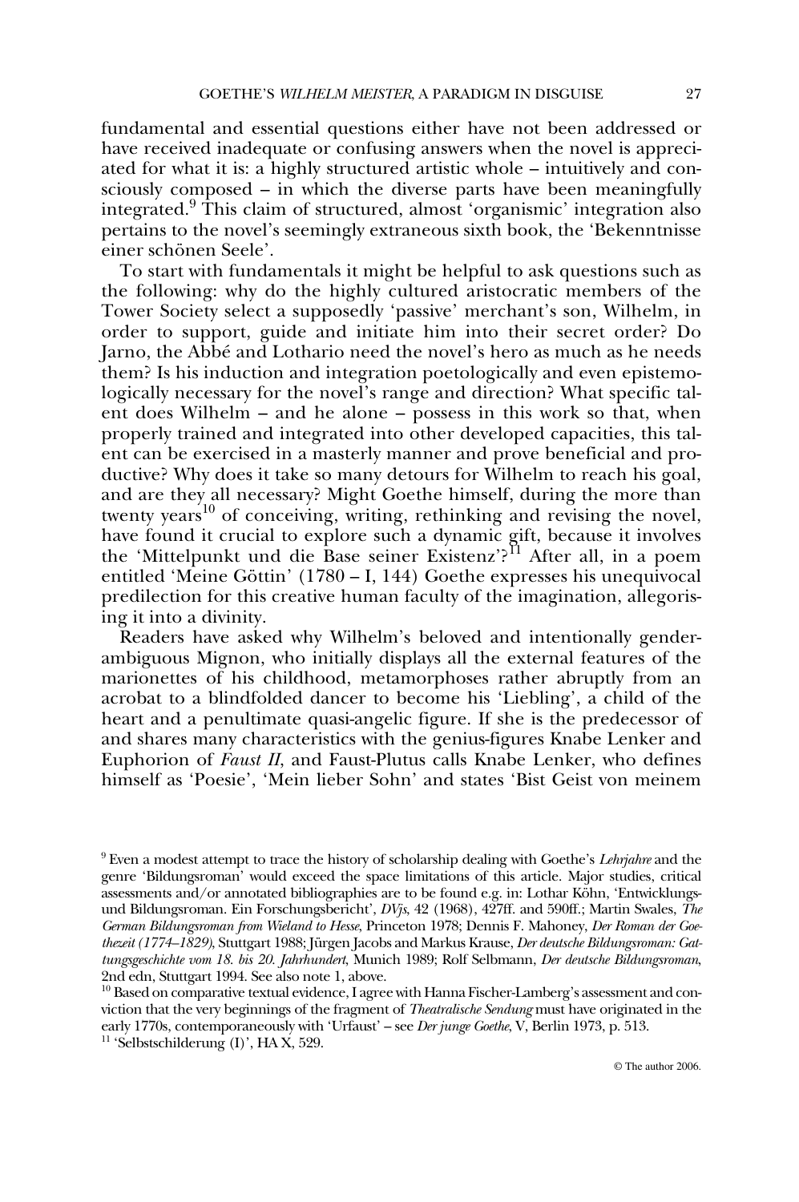fundamental and essential questions either have not been addressed or have received inadequate or confusing answers when the novel is appreciated for what it is: a highly structured artistic whole – intuitively and consciously composed – in which the diverse parts have been meaningfully integrated.[9] This claim of structured, almost 'organismic' integration also pertains to the novel's seemingly extraneous sixth book, the 'Bekenntnisse einer schönen Seele'.

To start with fundamentals it might be helpful to ask questions such as the following: why do the highly cultured aristocratic members of the Tower Society select a supposedly 'passive' merchant's son, Wilhelm, in order to support, guide and initiate him into their secret order? Do Jarno, the Abbé and Lothario need the novel's hero as much as he needs them? Is his induction and integration poetologically and even epistemologically necessary for the novel's range and direction? What specific talent does Wilhelm – and he alone – possess in this work so that, when properly trained and integrated into other developed capacities, this talent can be exercised in a masterly manner and prove beneficial and productive? Why does it take so many detours for Wilhelm to reach his goal, and are they all necessary? Might Goethe himself, during the more than twenty years[10] of conceiving, writing, rethinking and revising the novel, have found it crucial to explore such a dynamic gift, because it involves the 'Mittelpunkt und die Base seiner Existenz'?[11] After all, in a poem entitled 'Meine Göttin' (1780 – I, 144) Goethe expresses his unequivocal predilection for this creative human faculty of the imagination, allegorising it into a divinity.

Readers have asked why Wilhelm's beloved and intentionally gender-ambiguous Mignon, who initially displays all the external features of the marionettes of his childhood, metamorphoses rather abruptly from an acrobat to a blindfolded dancer to become his 'Liebling', a child of the heart and a penultimate quasi-angelic figure. If she is the predecessor of and shares many characteristics with the genius-figures Knabe Lenker and Euphorion of *Faust II*, and Faust-Plutus calls Knabe Lenker, who defines himself as 'Poesie', 'Mein lieber Sohn' and states 'Bist Geist von meinem

---

[9] Even a modest attempt to trace the history of scholarship dealing with Goethe's *Lehrjahre* and the genre 'Bildungsroman' would exceed the space limitations of this article. Major studies, critical assessments and/or annotated bibliographies are to be found e.g. in: Lothar Köhn, 'Entwicklungs- und Bildungsroman. Ein Forschungsbericht', *DVjs*, 42 (1968), 427ff. and 590ff.; Martin Swales, *The German Bildungsroman from Wieland to Hesse*, Princeton 1978; Dennis F. Mahoney, *Der Roman der Goethezeit (1774–1829)*, Stuttgart 1988; Jürgen Jacobs and Markus Krause, *Der deutsche Bildungsroman: Gattungsgeschichte vom 18. bis 20. Jahrhundert*, Munich 1989; Rolf Selbmann, *Der deutsche Bildungsroman*, 2nd edn, Stuttgart 1994. See also note 1, above.

[10] Based on comparative textual evidence, I agree with Hanna Fischer-Lamberg's assessment and conviction that the very beginnings of the fragment of *Theatralische Sendung* must have originated in the early 1770s, contemporaneously with 'Urfaust' – see *Der junge Goethe*, V, Berlin 1973, p. 513.

[11] 'Selbstschilderung (I)', HA X, 529.

© The author 2006.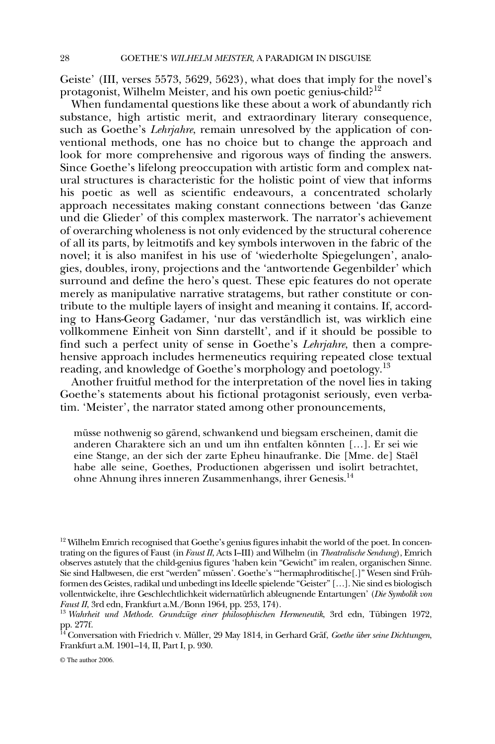Geiste' (III, verses 5573, 5629, 5623), what does that imply for the novel's protagonist, Wilhelm Meister, and his own poetic genius-child?[12]

When fundamental questions like these about a work of abundantly rich substance, high artistic merit, and extraordinary literary consequence, such as Goethe's *Lehrjahre*, remain unresolved by the application of conventional methods, one has no choice but to change the approach and look for more comprehensive and rigorous ways of finding the answers. Since Goethe's lifelong preoccupation with artistic form and complex natural structures is characteristic for the holistic point of view that informs his poetic as well as scientific endeavours, a concentrated scholarly approach necessitates making constant connections between 'das Ganze und die Glieder' of this complex masterwork. The narrator's achievement of overarching wholeness is not only evidenced by the structural coherence of all its parts, by leitmotifs and key symbols interwoven in the fabric of the novel; it is also manifest in his use of 'wiederholte Spiegelungen', analogies, doubles, irony, projections and the 'antwortende Gegenbilder' which surround and define the hero's quest. These epic features do not operate merely as manipulative narrative stratagems, but rather constitute or contribute to the multiple layers of insight and meaning it contains. If, according to Hans-Georg Gadamer, 'nur das verständlich ist, was wirklich eine vollkommene Einheit von Sinn darstellt', and if it should be possible to find such a perfect unity of sense in Goethe's *Lehrjahre*, then a comprehensive approach includes hermeneutics requiring repeated close textual reading, and knowledge of Goethe's morphology and poetology.[13]

Another fruitful method for the interpretation of the novel lies in taking Goethe's statements about his fictional protagonist seriously, even verbatim. 'Meister', the narrator stated among other pronouncements,

> müsse nothwenig so gärend, schwankend und biegsam erscheinen, damit die anderen Charaktere sich an und um ihn entfalten könnten […]. Er sei wie eine Stange, an der sich der zarte Epheu hinaufranke. Die [Mme. de] Staël habe alle seine, Goethes, Productionen abgerissen und isolirt betrachtet, ohne Ahnung ihres inneren Zusammenhangs, ihrer Genesis.[14]

[12] Wilhelm Emrich recognised that Goethe's genius figures inhabit the world of the poet. In concentrating on the figures of Faust (in *Faust II*, Acts I–III) and Wilhelm (in *Theatralische Sendung*), Emrich observes astutely that the child-genius figures 'haben kein "Gewicht" im realen, organischen Sinne. Sie sind Halbwesen, die erst "werden" müssen'. Goethe's '"hermaphroditische[.]" Wesen sind Frühformen des Geistes, radikal und unbedingt ins Ideelle spielende "Geister" […]. Nie sind es biologisch vollentwickelte, ihre Geschlechtlichkeit widernatürlich ableugnende Entartungen' (*Die Symbolik von Faust II*, 3rd edn, Frankfurt a.M./Bonn 1964, pp. 253, 174).

[13] *Wahrheit und Methode. Grundzüge einer philosophischen Hermeneutik*, 3rd edn, Tübingen 1972, pp. 277f.

[14] Conversation with Friedrich v. Müller, 29 May 1814, in Gerhard Gräf, *Goethe über seine Dichtungen*, Frankfurt a.M. 1901–14, II, Part I, p. 930.

© The author 2006.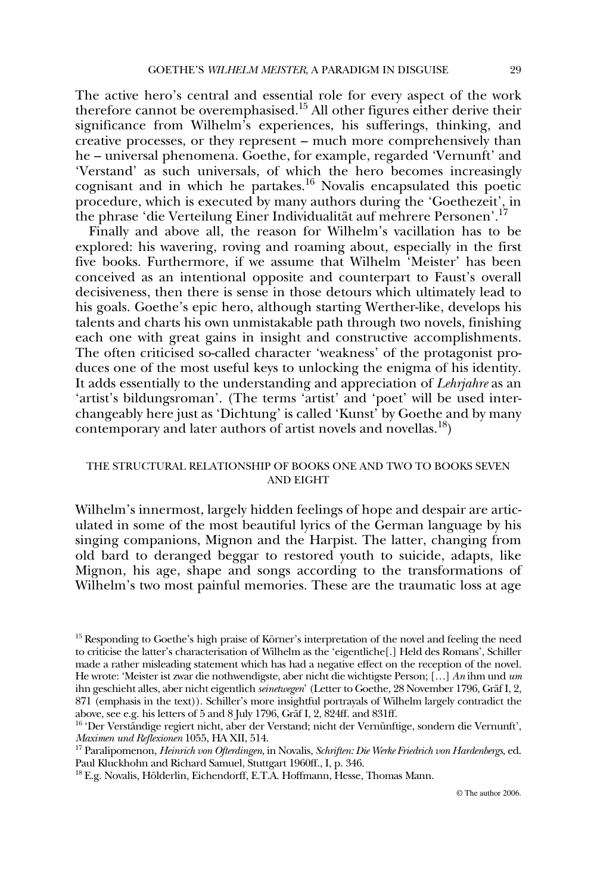The active hero's central and essential role for every aspect of the work therefore cannot be overemphasised.[15] All other figures either derive their significance from Wilhelm's experiences, his sufferings, thinking, and creative processes, or they represent – much more comprehensively than he – universal phenomena. Goethe, for example, regarded 'Vernunft' and 'Verstand' as such universals, of which the hero becomes increasingly cognisant and in which he partakes.[16] Novalis encapsulated this poetic procedure, which is executed by many authors during the 'Goethezeit', in the phrase 'die Verteilung Einer Individualität auf mehrere Personen'.[17]

Finally and above all, the reason for Wilhelm's vacillation has to be explored: his wavering, roving and roaming about, especially in the first five books. Furthermore, if we assume that Wilhelm 'Meister' has been conceived as an intentional opposite and counterpart to Faust's overall decisiveness, then there is sense in those detours which ultimately lead to his goals. Goethe's epic hero, although starting Werther-like, develops his talents and charts his own unmistakable path through two novels, finishing each one with great gains in insight and constructive accomplishments. The often criticised so-called character 'weakness' of the protagonist produces one of the most useful keys to unlocking the enigma of his identity. It adds essentially to the understanding and appreciation of *Lehrjahre* as an 'artist's bildungsroman'. (The terms 'artist' and 'poet' will be used interchangeably here just as 'Dichtung' is called 'Kunst' by Goethe and by many contemporary and later authors of artist novels and novellas.[18])

## THE STRUCTURAL RELATIONSHIP OF BOOKS ONE AND TWO TO BOOKS SEVEN AND EIGHT

Wilhelm's innermost, largely hidden feelings of hope and despair are articulated in some of the most beautiful lyrics of the German language by his singing companions, Mignon and the Harpist. The latter, changing from old bard to deranged beggar to restored youth to suicide, adapts, like Mignon, his age, shape and songs according to the transformations of Wilhelm's two most painful memories. These are the traumatic loss at age

---

[15] Responding to Goethe's high praise of Körner's interpretation of the novel and feeling the need to criticise the latter's characterisation of Wilhelm as the 'eigentliche[.] Held des Romans', Schiller made a rather misleading statement which has had a negative effect on the reception of the novel. He wrote: 'Meister ist zwar die nothwendigste, aber nicht die wichtigste Person; […] *An* ihm und *um* ihn geschieht alles, aber nicht eigentlich *seinetwegen*' (Letter to Goethe, 28 November 1796, Gräf I, 2, 871 (emphasis in the text)). Schiller's more insightful portrayals of Wilhelm largely contradict the above, see e.g. his letters of 5 and 8 July 1796, Gräf I, 2, 824ff. and 831ff.

[16] 'Der Verständige regiert nicht, aber der Verstand; nicht der Vernünftige, sondern die Vernunft', *Maximen und Reflexionen* 1055, HA XII, 514.

[17] Paralipomenon, *Heinrich von Ofterdingen*, in Novalis, *Schriften: Die Werke Friedrich von Hardenbergs*, ed. Paul Kluckhohn and Richard Samuel, Stuttgart 1960ff., I, p. 346.

[18] E.g. Novalis, Hölderlin, Eichendorff, E.T.A. Hoffmann, Hesse, Thomas Mann.

© The author 2006.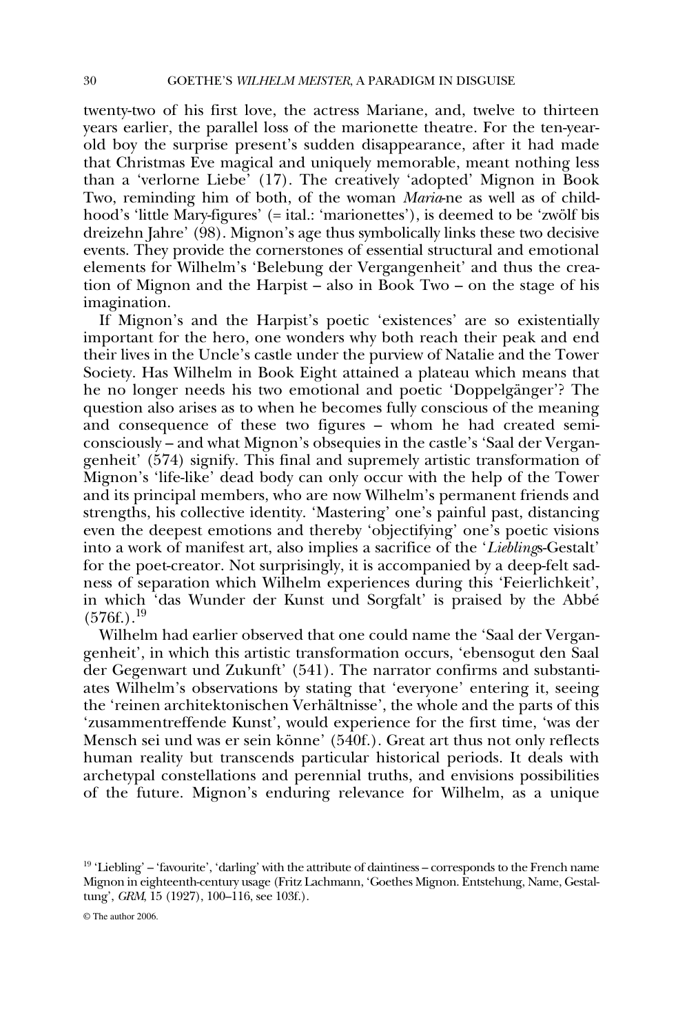twenty-two of his first love, the actress Mariane, and, twelve to thirteen years earlier, the parallel loss of the marionette theatre. For the ten-year-old boy the surprise present's sudden disappearance, after it had made that Christmas Eve magical and uniquely memorable, meant nothing less than a 'verlorne Liebe' (17). The creatively 'adopted' Mignon in Book Two, reminding him of both, of the woman *Maria*-ne as well as of childhood's 'little Mary-figures' (= ital.: 'marionettes'), is deemed to be 'zwölf bis dreizehn Jahre' (98). Mignon's age thus symbolically links these two decisive events. They provide the cornerstones of essential structural and emotional elements for Wilhelm's 'Belebung der Vergangenheit' and thus the creation of Mignon and the Harpist – also in Book Two – on the stage of his imagination.

If Mignon's and the Harpist's poetic 'existences' are so existentially important for the hero, one wonders why both reach their peak and end their lives in the Uncle's castle under the purview of Natalie and the Tower Society. Has Wilhelm in Book Eight attained a plateau which means that he no longer needs his two emotional and poetic 'Doppelgänger'? The question also arises as to when he becomes fully conscious of the meaning and consequence of these two figures – whom he had created semi-consciously – and what Mignon's obsequies in the castle's 'Saal der Vergangenheit' (574) signify. This final and supremely artistic transformation of Mignon's 'life-like' dead body can only occur with the help of the Tower and its principal members, who are now Wilhelm's permanent friends and strengths, his collective identity. 'Mastering' one's painful past, distancing even the deepest emotions and thereby 'objectifying' one's poetic visions into a work of manifest art, also implies a sacrifice of the '*Lieblings*-Gestalt' for the poet-creator. Not surprisingly, it is accompanied by a deep-felt sadness of separation which Wilhelm experiences during this 'Feierlichkeit', in which 'das Wunder der Kunst und Sorgfalt' is praised by the Abbé (576f.).[19]

Wilhelm had earlier observed that one could name the 'Saal der Vergangenheit', in which this artistic transformation occurs, 'ebensogut den Saal der Gegenwart und Zukunft' (541). The narrator confirms and substantiates Wilhelm's observations by stating that 'everyone' entering it, seeing the 'reinen architektonischen Verhältnisse', the whole and the parts of this 'zusammentreffende Kunst', would experience for the first time, 'was der Mensch sei und was er sein könne' (540f.). Great art thus not only reflects human reality but transcends particular historical periods. It deals with archetypal constellations and perennial truths, and envisions possibilities of the future. Mignon's enduring relevance for Wilhelm, as a unique

[19] 'Liebling' – 'favourite', 'darling' with the attribute of daintiness – corresponds to the French name Mignon in eighteenth-century usage (Fritz Lachmann, 'Goethes Mignon. Entstehung, Name, Gestaltung', *GRM*, 15 (1927), 100–116, see 103f.).

© The author 2006.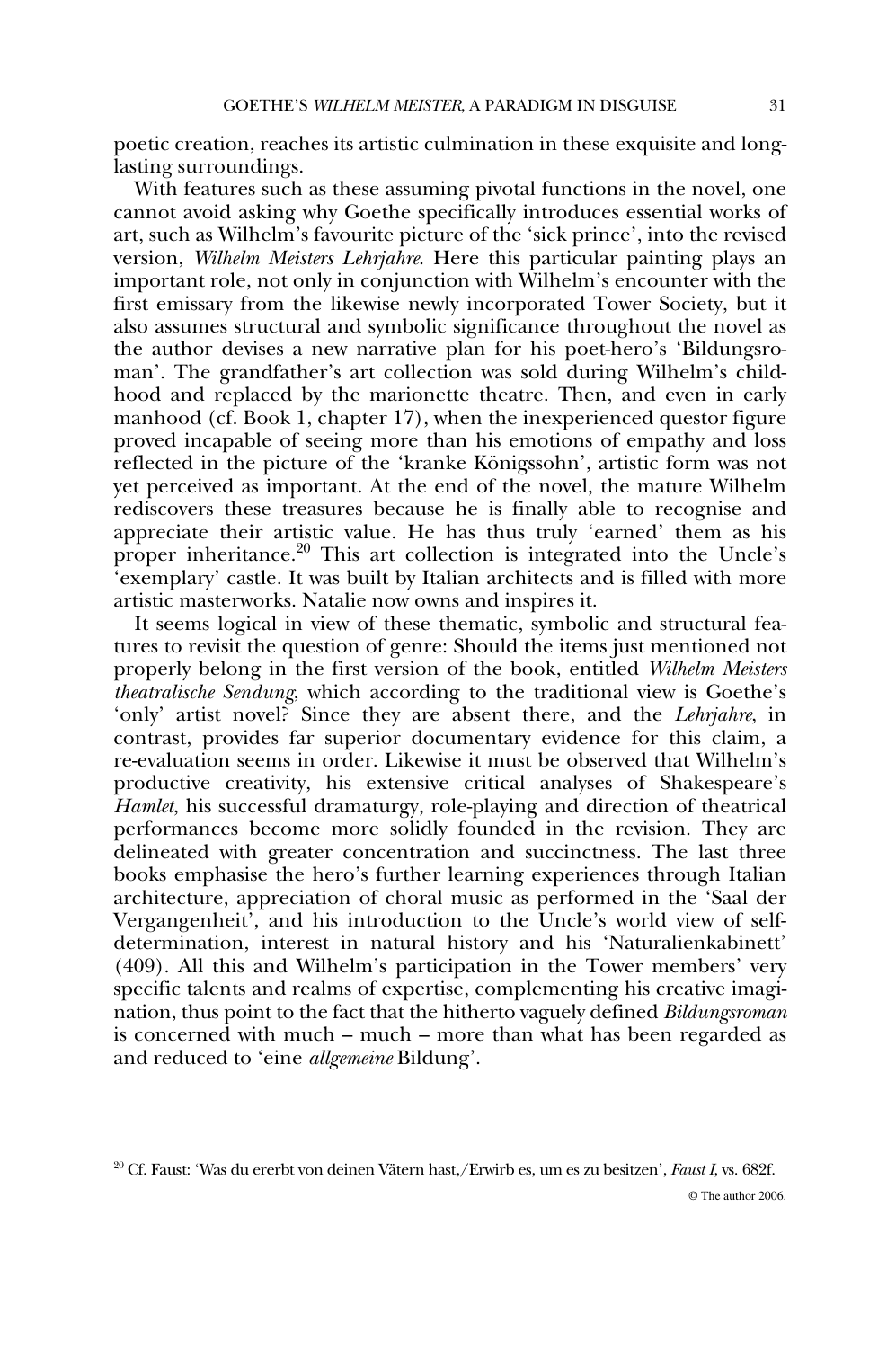poetic creation, reaches its artistic culmination in these exquisite and long-lasting surroundings.

With features such as these assuming pivotal functions in the novel, one cannot avoid asking why Goethe specifically introduces essential works of art, such as Wilhelm's favourite picture of the 'sick prince', into the revised version, *Wilhelm Meisters Lehrjahre*. Here this particular painting plays an important role, not only in conjunction with Wilhelm's encounter with the first emissary from the likewise newly incorporated Tower Society, but it also assumes structural and symbolic significance throughout the novel as the author devises a new narrative plan for his poet-hero's 'Bildungsroman'. The grandfather's art collection was sold during Wilhelm's childhood and replaced by the marionette theatre. Then, and even in early manhood (cf. Book 1, chapter 17), when the inexperienced questor figure proved incapable of seeing more than his emotions of empathy and loss reflected in the picture of the 'kranke Königssohn', artistic form was not yet perceived as important. At the end of the novel, the mature Wilhelm rediscovers these treasures because he is finally able to recognise and appreciate their artistic value. He has thus truly 'earned' them as his proper inheritance.[20] This art collection is integrated into the Uncle's 'exemplary' castle. It was built by Italian architects and is filled with more artistic masterworks. Natalie now owns and inspires it.

It seems logical in view of these thematic, symbolic and structural features to revisit the question of genre: Should the items just mentioned not properly belong in the first version of the book, entitled *Wilhelm Meisters theatralische Sendung*, which according to the traditional view is Goethe's 'only' artist novel? Since they are absent there, and the *Lehrjahre*, in contrast, provides far superior documentary evidence for this claim, a re-evaluation seems in order. Likewise it must be observed that Wilhelm's productive creativity, his extensive critical analyses of Shakespeare's *Hamlet*, his successful dramaturgy, role-playing and direction of theatrical performances become more solidly founded in the revision. They are delineated with greater concentration and succinctness. The last three books emphasise the hero's further learning experiences through Italian architecture, appreciation of choral music as performed in the 'Saal der Vergangenheit', and his introduction to the Uncle's world view of self-determination, interest in natural history and his 'Naturalienkabinett' (409). All this and Wilhelm's participation in the Tower members' very specific talents and realms of expertise, complementing his creative imagination, thus point to the fact that the hitherto vaguely defined *Bildungsroman* is concerned with much – much – more than what has been regarded as and reduced to 'eine *allgemeine* Bildung'.

[20] Cf. Faust: 'Was du ererbt von deinen Vätern hast,/Erwirb es, um es zu besitzen', *Faust I*, vs. 682f.

© The author 2006.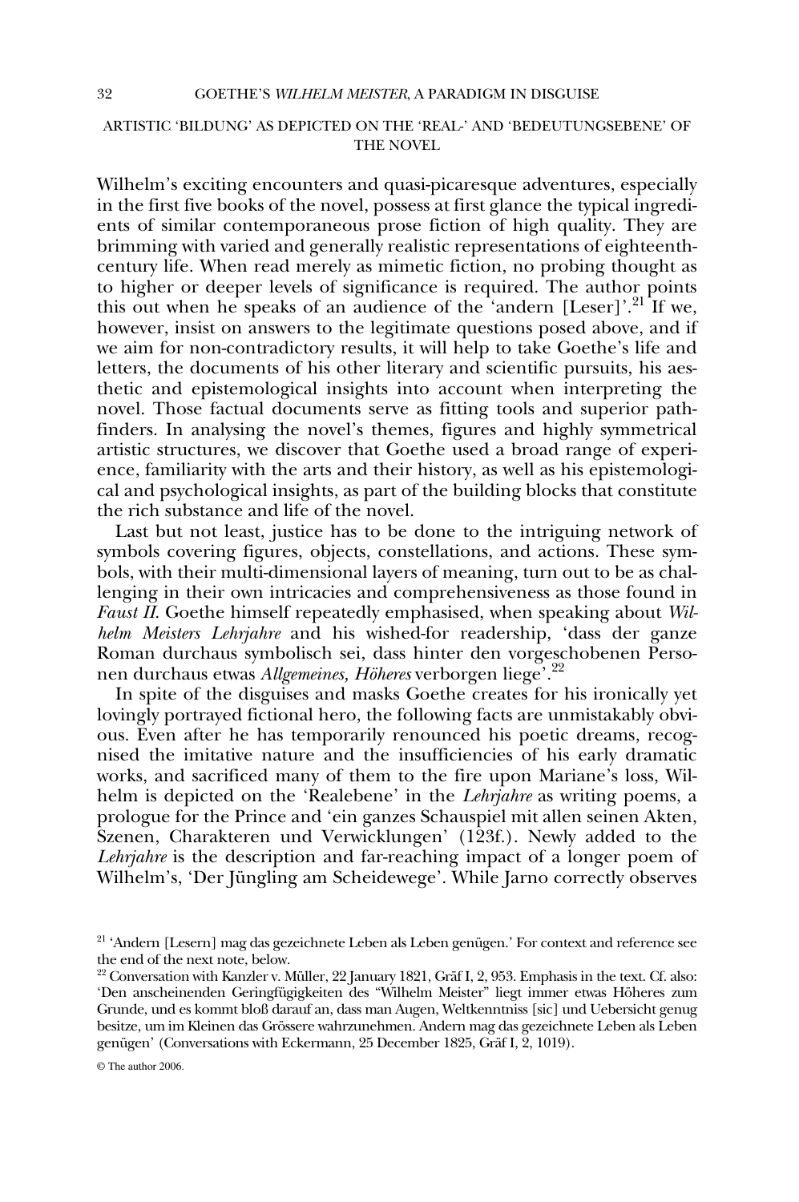## ARTISTIC 'BILDUNG' AS DEPICTED ON THE 'REAL-' AND 'BEDEUTUNGSEBENE' OF THE NOVEL

Wilhelm's exciting encounters and quasi-picaresque adventures, especially in the first five books of the novel, possess at first glance the typical ingredients of similar contemporaneous prose fiction of high quality. They are brimming with varied and generally realistic representations of eighteenth-century life. When read merely as mimetic fiction, no probing thought as to higher or deeper levels of significance is required. The author points this out when he speaks of an audience of the 'andern [Leser]'.[21] If we, however, insist on answers to the legitimate questions posed above, and if we aim for non-contradictory results, it will help to take Goethe's life and letters, the documents of his other literary and scientific pursuits, his aesthetic and epistemological insights into account when interpreting the novel. Those factual documents serve as fitting tools and superior pathfinders. In analysing the novel's themes, figures and highly symmetrical artistic structures, we discover that Goethe used a broad range of experience, familiarity with the arts and their history, as well as his epistemological and psychological insights, as part of the building blocks that constitute the rich substance and life of the novel.

Last but not least, justice has to be done to the intriguing network of symbols covering figures, objects, constellations, and actions. These symbols, with their multi-dimensional layers of meaning, turn out to be as challenging in their own intricacies and comprehensiveness as those found in *Faust II.* Goethe himself repeatedly emphasised, when speaking about *Wilhelm Meisters Lehrjahre* and his wished-for readership, 'dass der ganze Roman durchaus symbolisch sei, dass hinter den vorgeschobenen Personen durchaus etwas *Allgemeines, Höheres* verborgen liege'.[22]

In spite of the disguises and masks Goethe creates for his ironically yet lovingly portrayed fictional hero, the following facts are unmistakably obvious. Even after he has temporarily renounced his poetic dreams, recognised the imitative nature and the insufficiencies of his early dramatic works, and sacrificed many of them to the fire upon Mariane's loss, Wilhelm is depicted on the 'Realebene' in the *Lehrjahre* as writing poems, a prologue for the Prince and 'ein ganzes Schauspiel mit allen seinen Akten, Szenen, Charakteren und Verwicklungen' (123f.). Newly added to the *Lehrjahre* is the description and far-reaching impact of a longer poem of Wilhelm's, 'Der Jüngling am Scheidewege'. While Jarno correctly observes

[21] 'Andern [Lesern] mag das gezeichnete Leben als Leben genügen.' For context and reference see the end of the next note, below.

[22] Conversation with Kanzler v. Müller, 22 January 1821, Gräf I, 2, 953. Emphasis in the text. Cf. also: 'Den anscheinenden Geringfügigkeiten des "Wilhelm Meister" liegt immer etwas Höheres zum Grunde, und es kommt bloß darauf an, dass man Augen, Weltkenntniss [sic] und Uebersicht genug besitze, um im Kleinen das Grössere wahrzunehmen. Andern mag das gezeichnete Leben als Leben genügen' (Conversations with Eckermann, 25 December 1825, Gräf I, 2, 1019).

© The author 2006.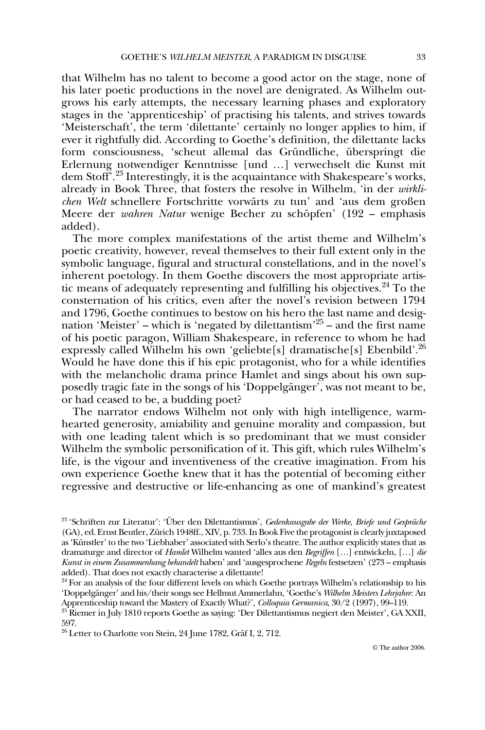that Wilhelm has no talent to become a good actor on the stage, none of his later poetic productions in the novel are denigrated. As Wilhelm outgrows his early attempts, the necessary learning phases and exploratory stages in the 'apprenticeship' of practising his talents, and strives towards 'Meisterschaft', the term 'dilettante' certainly no longer applies to him, if ever it rightfully did. According to Goethe's definition, the dilettante lacks form consciousness, 'scheut allemal das Gründliche, überspringt die Erlernung notwendiger Kenntnisse [und …] verwechselt die Kunst mit dem Stoff'.[23] Interestingly, it is the acquaintance with Shakespeare's works, already in Book Three, that fosters the resolve in Wilhelm, 'in der *wirklichen Welt* schnellere Fortschritte vorwärts zu tun' and 'aus dem großen Meere der *wahren Natur* wenige Becher zu schöpfen' (192 – emphasis added).

The more complex manifestations of the artist theme and Wilhelm's poetic creativity, however, reveal themselves to their full extent only in the symbolic language, figural and structural constellations, and in the novel's inherent poetology. In them Goethe discovers the most appropriate artistic means of adequately representing and fulfilling his objectives.[24] To the consternation of his critics, even after the novel's revision between 1794 and 1796, Goethe continues to bestow on his hero the last name and designation 'Meister' – which is 'negated by dilettantism'[25] – and the first name of his poetic paragon, William Shakespeare, in reference to whom he had expressly called Wilhelm his own 'geliebte[s] dramatische[s] Ebenbild'.[26] Would he have done this if his epic protagonist, who for a while identifies with the melancholic drama prince Hamlet and sings about his own supposedly tragic fate in the songs of his 'Doppelgänger', was not meant to be, or had ceased to be, a budding poet?

The narrator endows Wilhelm not only with high intelligence, warm-hearted generosity, amiability and genuine morality and compassion, but with one leading talent which is so predominant that we must consider Wilhelm the symbolic personification of it. This gift, which rules Wilhelm's life, is the vigour and inventiveness of the creative imagination. From his own experience Goethe knew that it has the potential of becoming either regressive and destructive or life-enhancing as one of mankind's greatest

[23] 'Schriften zur Literatur': 'Über den Dilettantismus', *Gedenkausgabe der Werke, Briefe und Gespräche* (GA), ed. Ernst Beutler, Zürich 1948ff., XIV, p. 733. In Book Five the protagonist is clearly juxtaposed as 'Künstler' to the two 'Liebhaber' associated with Serlo's theatre. The author explicitly states that as dramaturge and director of *Hamlet* Wilhelm wanted 'alles aus den *Begriffen* […] entwickeln, […] *die Kunst in einem Zusammenhang behandelt* haben' and 'ausgesprochene *Regeln* festsetzen' (273 – emphasis added). That does not exactly characterise a dilettante!

[24] For an analysis of the four different levels on which Goethe portrays Wilhelm's relationship to his 'Doppelgänger' and his/their songs see Hellmut Ammerlahn, 'Goethe's *Wilhelm Meisters Lehrjahre*: An Apprenticeship toward the Mastery of Exactly What?', *Colloquia Germanica*, 30/2 (1997), 99–119.

[25] Riemer in July 1810 reports Goethe as saying: 'Der Dilettantismus negiert den Meister', GA XXII, 597.

[26] Letter to Charlotte von Stein, 24 June 1782, Gräf I, 2, 712.

© The author 2006.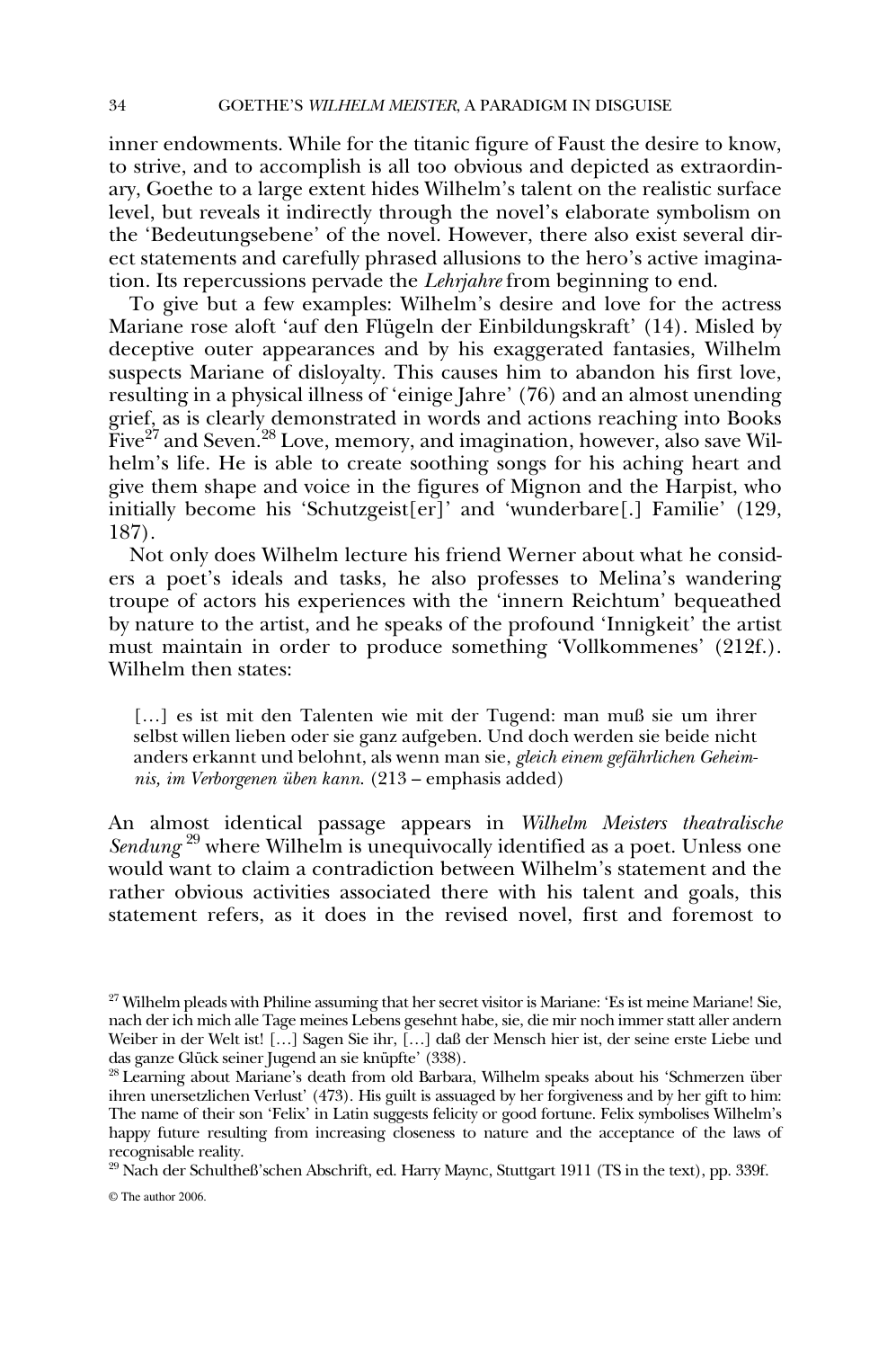inner endowments. While for the titanic figure of Faust the desire to know, to strive, and to accomplish is all too obvious and depicted as extraordinary, Goethe to a large extent hides Wilhelm's talent on the realistic surface level, but reveals it indirectly through the novel's elaborate symbolism on the 'Bedeutungsebene' of the novel. However, there also exist several direct statements and carefully phrased allusions to the hero's active imagination. Its repercussions pervade the *Lehrjahre* from beginning to end.

To give but a few examples: Wilhelm's desire and love for the actress Mariane rose aloft 'auf den Flügeln der Einbildungskraft' (14). Misled by deceptive outer appearances and by his exaggerated fantasies, Wilhelm suspects Mariane of disloyalty. This causes him to abandon his first love, resulting in a physical illness of 'einige Jahre' (76) and an almost unending grief, as is clearly demonstrated in words and actions reaching into Books Five[27] and Seven.[28] Love, memory, and imagination, however, also save Wilhelm's life. He is able to create soothing songs for his aching heart and give them shape and voice in the figures of Mignon and the Harpist, who initially become his 'Schutzgeist[er]' and 'wunderbare[.] Familie' (129, 187).

Not only does Wilhelm lecture his friend Werner about what he considers a poet's ideals and tasks, he also professes to Melina's wandering troupe of actors his experiences with the 'innern Reichtum' bequeathed by nature to the artist, and he speaks of the profound 'Innigkeit' the artist must maintain in order to produce something 'Vollkommenes' (212f.). Wilhelm then states:

> […] es ist mit den Talenten wie mit der Tugend: man muß sie um ihrer selbst willen lieben oder sie ganz aufgeben. Und doch werden sie beide nicht anders erkannt und belohnt, als wenn man sie, *gleich einem gefährlichen Geheimnis, im Verborgenen üben kann.* (213 – emphasis added)

An almost identical passage appears in *Wilhelm Meisters theatralische Sendung*[29] where Wilhelm is unequivocally identified as a poet. Unless one would want to claim a contradiction between Wilhelm's statement and the rather obvious activities associated there with his talent and goals, this statement refers, as it does in the revised novel, first and foremost to

---

[27] Wilhelm pleads with Philine assuming that her secret visitor is Mariane: 'Es ist meine Mariane! Sie, nach der ich mich alle Tage meines Lebens gesehnt habe, sie, die mir noch immer statt aller andern Weiber in der Welt ist! […] Sagen Sie ihr, […] daß der Mensch hier ist, der seine erste Liebe und das ganze Glück seiner Jugend an sie knüpfte' (338).

[28] Learning about Mariane's death from old Barbara, Wilhelm speaks about his 'Schmerzen über ihren unersetzlichen Verlust' (473). His guilt is assuaged by her forgiveness and by her gift to him: The name of their son 'Felix' in Latin suggests felicity or good fortune. Felix symbolises Wilhelm's happy future resulting from increasing closeness to nature and the acceptance of the laws of recognisable reality.

[29] Nach der Schultheß'schen Abschrift, ed. Harry Maync, Stuttgart 1911 (TS in the text), pp. 339f.

© The author 2006.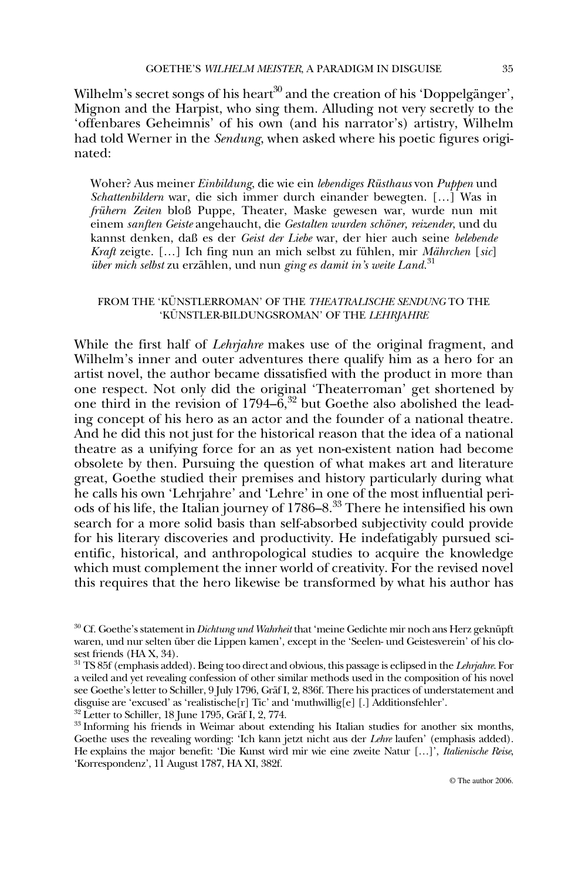Wilhelm's secret songs of his heart[30] and the creation of his 'Doppelgänger', Mignon and the Harpist, who sing them. Alluding not very secretly to the 'offenbares Geheimnis' of his own (and his narrator's) artistry, Wilhelm had told Werner in the *Sendung*, when asked where his poetic figures originated:

> Woher? Aus meiner *Einbildung*, die wie ein *lebendiges Rüsthaus* von *Puppen* und *Schattenbildern* war, die sich immer durch einander bewegten. […] Was in *frühern Zeiten* bloß Puppe, Theater, Maske gewesen war, wurde nun mit einem *sanften Geiste* angehaucht, die *Gestalten wurden schöner, reizender*, und du kannst denken, daß es der *Geist der Liebe* war, der hier auch seine *belebende Kraft* zeigte. […] Ich fing nun an mich selbst zu fühlen, mir *Mährchen* [*sic*] *über mich selbst* zu erzählen, und nun *ging es damit in's weite Land*.[31]

### FROM THE 'KÜNSTLERROMAN' OF THE *THEATRALISCHE SENDUNG* TO THE 'KÜNSTLER-BILDUNGSROMAN' OF THE *LEHRJAHRE*

While the first half of *Lehrjahre* makes use of the original fragment, and Wilhelm's inner and outer adventures there qualify him as a hero for an artist novel, the author became dissatisfied with the product in more than one respect. Not only did the original 'Theaterroman' get shortened by one third in the revision of 1794–6,[32] but Goethe also abolished the leading concept of his hero as an actor and the founder of a national theatre. And he did this not just for the historical reason that the idea of a national theatre as a unifying force for an as yet non-existent nation had become obsolete by then. Pursuing the question of what makes art and literature great, Goethe studied their premises and history particularly during what he calls his own 'Lehrjahre' and 'Lehre' in one of the most influential periods of his life, the Italian journey of 1786–8.[33] There he intensified his own search for a more solid basis than self-absorbed subjectivity could provide for his literary discoveries and productivity. He indefatigably pursued scientific, historical, and anthropological studies to acquire the knowledge which must complement the inner world of creativity. For the revised novel this requires that the hero likewise be transformed by what his author has

---

[30] Cf. Goethe's statement in *Dichtung und Wahrheit* that 'meine Gedichte mir noch ans Herz geknüpft waren, und nur selten über die Lippen kamen', except in the 'Seelen- und Geistesverein' of his closest friends (HA X, 34).

[31] TS 85f (emphasis added). Being too direct and obvious, this passage is eclipsed in the *Lehrjahre*. For a veiled and yet revealing confession of other similar methods used in the composition of his novel see Goethe's letter to Schiller, 9 July 1796, Gräf I, 2, 836f. There his practices of understatement and disguise are 'excused' as 'realistische[r] Tic' and 'muthwillig[e] [.] Additionsfehler'.

[32] Letter to Schiller, 18 June 1795, Gräf I, 2, 774.

[33] Informing his friends in Weimar about extending his Italian studies for another six months, Goethe uses the revealing wording: 'Ich kann jetzt nicht aus der *Lehre* laufen' (emphasis added). He explains the major benefit: 'Die Kunst wird mir wie eine zweite Natur […]', *Italienische Reise*, 'Korrespondenz', 11 August 1787, HA XI, 382f.

© The author 2006.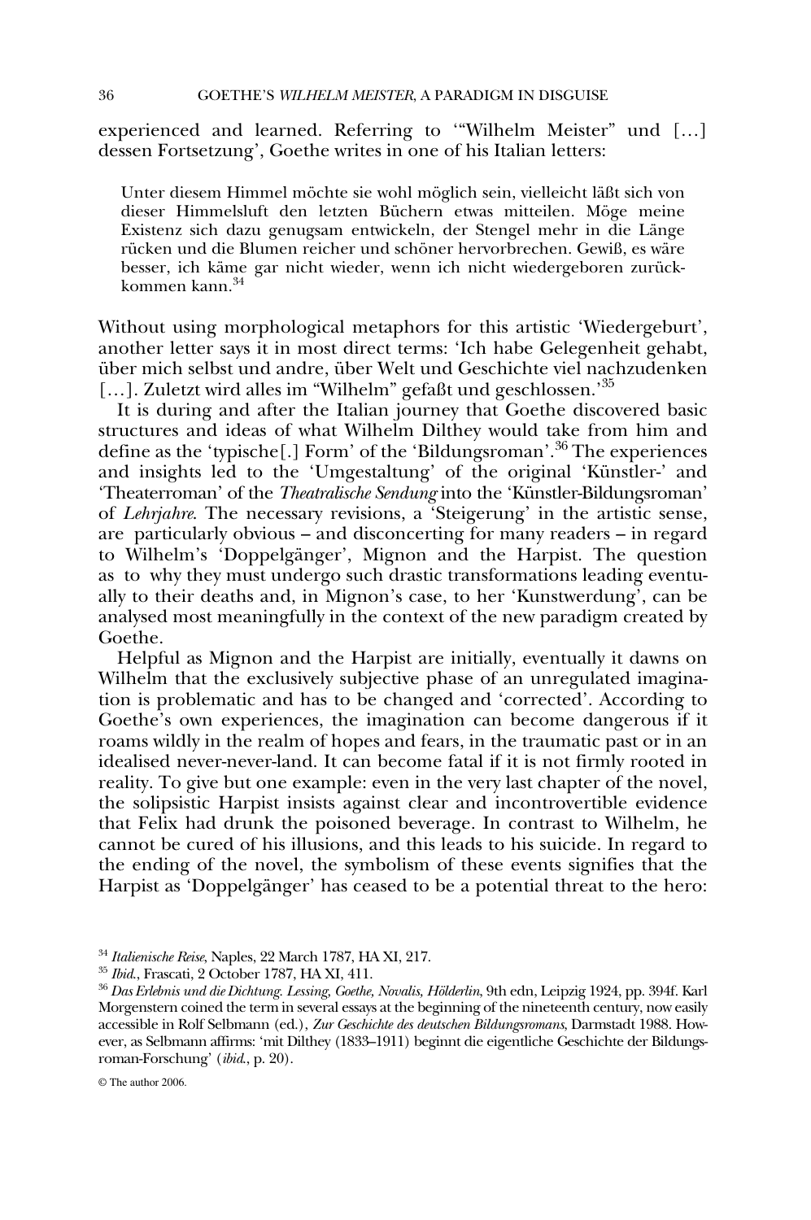experienced and learned. Referring to '"Wilhelm Meister" und […] dessen Fortsetzung', Goethe writes in one of his Italian letters:

> Unter diesem Himmel möchte sie wohl möglich sein, vielleicht läßt sich von dieser Himmelsluft den letzten Büchern etwas mitteilen. Möge meine Existenz sich dazu genugsam entwickeln, der Stengel mehr in die Länge rücken und die Blumen reicher und schöner hervorbrechen. Gewiß, es wäre besser, ich käme gar nicht wieder, wenn ich nicht wiedergeboren zurückkommen kann.[34]

Without using morphological metaphors for this artistic 'Wiedergeburt', another letter says it in most direct terms: 'Ich habe Gelegenheit gehabt, über mich selbst und andre, über Welt und Geschichte viel nachzudenken […]. Zuletzt wird alles im "Wilhelm" gefaßt und geschlossen.'[35]

It is during and after the Italian journey that Goethe discovered basic structures and ideas of what Wilhelm Dilthey would take from him and define as the 'typische[.] Form' of the 'Bildungsroman'.[36] The experiences and insights led to the 'Umgestaltung' of the original 'Künstler-' and 'Theaterroman' of the *Theatralische Sendung* into the 'Künstler-Bildungsroman' of *Lehrjahre*. The necessary revisions, a 'Steigerung' in the artistic sense, are particularly obvious – and disconcerting for many readers – in regard to Wilhelm's 'Doppelgänger', Mignon and the Harpist. The question as to why they must undergo such drastic transformations leading eventually to their deaths and, in Mignon's case, to her 'Kunstwerdung', can be analysed most meaningfully in the context of the new paradigm created by Goethe.

Helpful as Mignon and the Harpist are initially, eventually it dawns on Wilhelm that the exclusively subjective phase of an unregulated imagination is problematic and has to be changed and 'corrected'. According to Goethe's own experiences, the imagination can become dangerous if it roams wildly in the realm of hopes and fears, in the traumatic past or in an idealised never-never-land. It can become fatal if it is not firmly rooted in reality. To give but one example: even in the very last chapter of the novel, the solipsistic Harpist insists against clear and incontrovertible evidence that Felix had drunk the poisoned beverage. In contrast to Wilhelm, he cannot be cured of his illusions, and this leads to his suicide. In regard to the ending of the novel, the symbolism of these events signifies that the Harpist as 'Doppelgänger' has ceased to be a potential threat to the hero:

---

[34] *Italienische Reise*, Naples, 22 March 1787, HA XI, 217.

[35] *Ibid.*, Frascati, 2 October 1787, HA XI, 411.

[36] *Das Erlebnis und die Dichtung. Lessing, Goethe, Novalis, Hölderlin*, 9th edn, Leipzig 1924, pp. 394f. Karl Morgenstern coined the term in several essays at the beginning of the nineteenth century, now easily accessible in Rolf Selbmann (ed.), *Zur Geschichte des deutschen Bildungsromans*, Darmstadt 1988. However, as Selbmann affirms: 'mit Dilthey (1833–1911) beginnt die eigentliche Geschichte der Bildungsroman-Forschung' (*ibid.*, p. 20).

© The author 2006.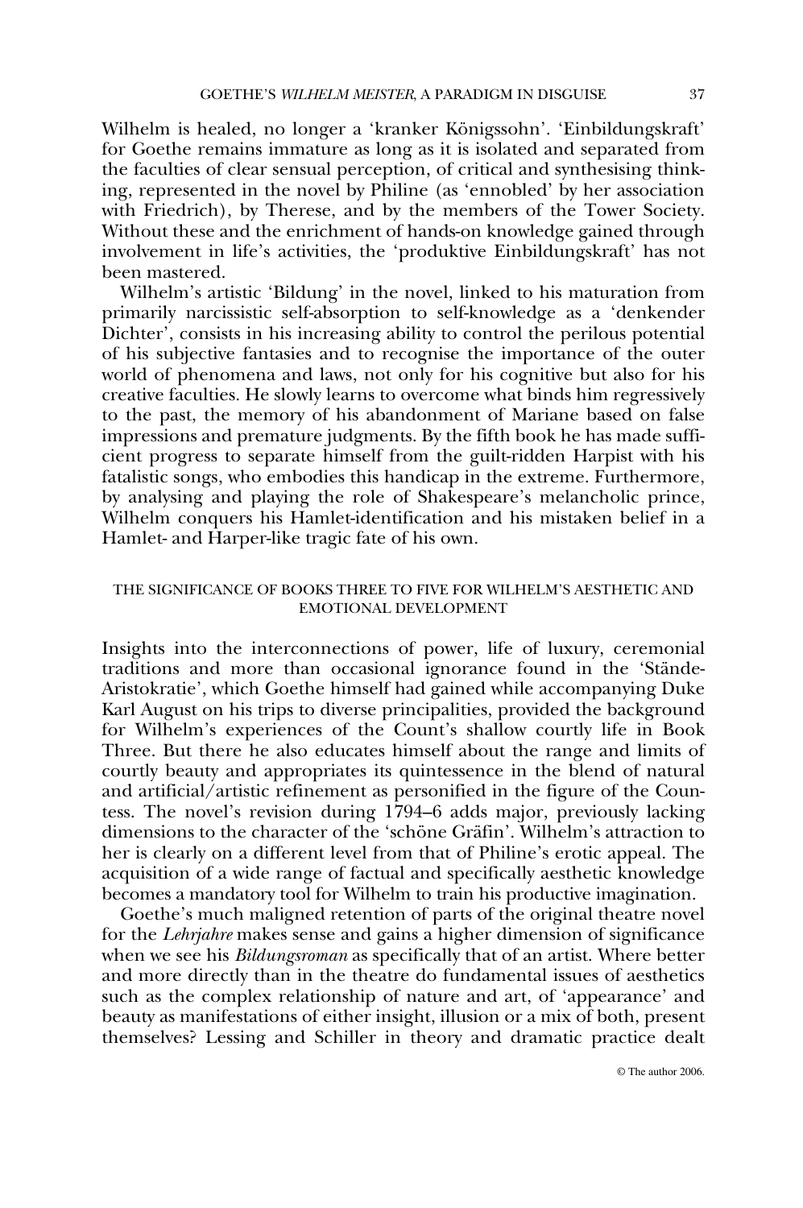Wilhelm is healed, no longer a 'kranker Königssohn'. 'Einbildungskraft' for Goethe remains immature as long as it is isolated and separated from the faculties of clear sensual perception, of critical and synthesising thinking, represented in the novel by Philine (as 'ennobled' by her association with Friedrich), by Therese, and by the members of the Tower Society. Without these and the enrichment of hands-on knowledge gained through involvement in life's activities, the 'produktive Einbildungskraft' has not been mastered.

Wilhelm's artistic 'Bildung' in the novel, linked to his maturation from primarily narcissistic self-absorption to self-knowledge as a 'denkender Dichter', consists in his increasing ability to control the perilous potential of his subjective fantasies and to recognise the importance of the outer world of phenomena and laws, not only for his cognitive but also for his creative faculties. He slowly learns to overcome what binds him regressively to the past, the memory of his abandonment of Mariane based on false impressions and premature judgments. By the fifth book he has made sufficient progress to separate himself from the guilt-ridden Harpist with his fatalistic songs, who embodies this handicap in the extreme. Furthermore, by analysing and playing the role of Shakespeare's melancholic prince, Wilhelm conquers his Hamlet-identification and his mistaken belief in a Hamlet- and Harper-like tragic fate of his own.

## THE SIGNIFICANCE OF BOOKS THREE TO FIVE FOR WILHELM'S AESTHETIC AND EMOTIONAL DEVELOPMENT

Insights into the interconnections of power, life of luxury, ceremonial traditions and more than occasional ignorance found in the 'Stände-Aristokratie', which Goethe himself had gained while accompanying Duke Karl August on his trips to diverse principalities, provided the background for Wilhelm's experiences of the Count's shallow courtly life in Book Three. But there he also educates himself about the range and limits of courtly beauty and appropriates its quintessence in the blend of natural and artificial/artistic refinement as personified in the figure of the Countess. The novel's revision during 1794–6 adds major, previously lacking dimensions to the character of the 'schöne Gräfin'. Wilhelm's attraction to her is clearly on a different level from that of Philine's erotic appeal. The acquisition of a wide range of factual and specifically aesthetic knowledge becomes a mandatory tool for Wilhelm to train his productive imagination.

Goethe's much maligned retention of parts of the original theatre novel for the *Lehrjahre* makes sense and gains a higher dimension of significance when we see his *Bildungsroman* as specifically that of an artist. Where better and more directly than in the theatre do fundamental issues of aesthetics such as the complex relationship of nature and art, of 'appearance' and beauty as manifestations of either insight, illusion or a mix of both, present themselves? Lessing and Schiller in theory and dramatic practice dealt

© The author 2006.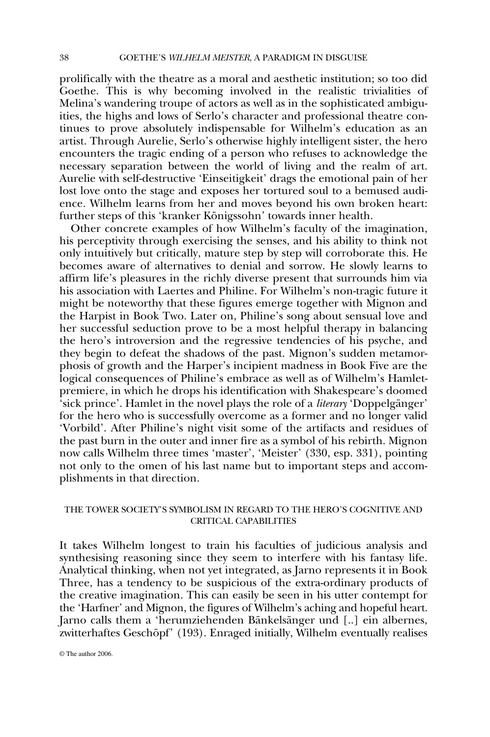prolifically with the theatre as a moral and aesthetic institution; so too did Goethe. This is why becoming involved in the realistic trivialities of Melina's wandering troupe of actors as well as in the sophisticated ambiguities, the highs and lows of Serlo's character and professional theatre continues to prove absolutely indispensable for Wilhelm's education as an artist. Through Aurelie, Serlo's otherwise highly intelligent sister, the hero encounters the tragic ending of a person who refuses to acknowledge the necessary separation between the world of living and the realm of art. Aurelie with self-destructive 'Einseitigkeit' drags the emotional pain of her lost love onto the stage and exposes her tortured soul to a bemused audience. Wilhelm learns from her and moves beyond his own broken heart: further steps of this 'kranker Königssohn' towards inner health.

Other concrete examples of how Wilhelm's faculty of the imagination, his perceptivity through exercising the senses, and his ability to think not only intuitively but critically, mature step by step will corroborate this. He becomes aware of alternatives to denial and sorrow. He slowly learns to affirm life's pleasures in the richly diverse present that surrounds him via his association with Laertes and Philine. For Wilhelm's non-tragic future it might be noteworthy that these figures emerge together with Mignon and the Harpist in Book Two. Later on, Philine's song about sensual love and her successful seduction prove to be a most helpful therapy in balancing the hero's introversion and the regressive tendencies of his psyche, and they begin to defeat the shadows of the past. Mignon's sudden metamorphosis of growth and the Harper's incipient madness in Book Five are the logical consequences of Philine's embrace as well as of Wilhelm's Hamlet-premiere, in which he drops his identification with Shakespeare's doomed 'sick prince'. Hamlet in the novel plays the role of a *literary* 'Doppelgänger' for the hero who is successfully overcome as a former and no longer valid 'Vorbild'. After Philine's night visit some of the artifacts and residues of the past burn in the outer and inner fire as a symbol of his rebirth. Mignon now calls Wilhelm three times 'master', 'Meister' (330, esp. 331), pointing not only to the omen of his last name but to important steps and accomplishments in that direction.

## THE TOWER SOCIETY'S SYMBOLISM IN REGARD TO THE HERO'S COGNITIVE AND CRITICAL CAPABILITIES

It takes Wilhelm longest to train his faculties of judicious analysis and synthesising reasoning since they seem to interfere with his fantasy life. Analytical thinking, when not yet integrated, as Jarno represents it in Book Three, has a tendency to be suspicious of the extra-ordinary products of the creative imagination. This can easily be seen in his utter contempt for the 'Harfner' and Mignon, the figures of Wilhelm's aching and hopeful heart. Jarno calls them a 'herumziehenden Bänkelsänger und [..] ein albernes, zwitterhaftes Geschöpf' (193). Enraged initially, Wilhelm eventually realises

© The author 2006.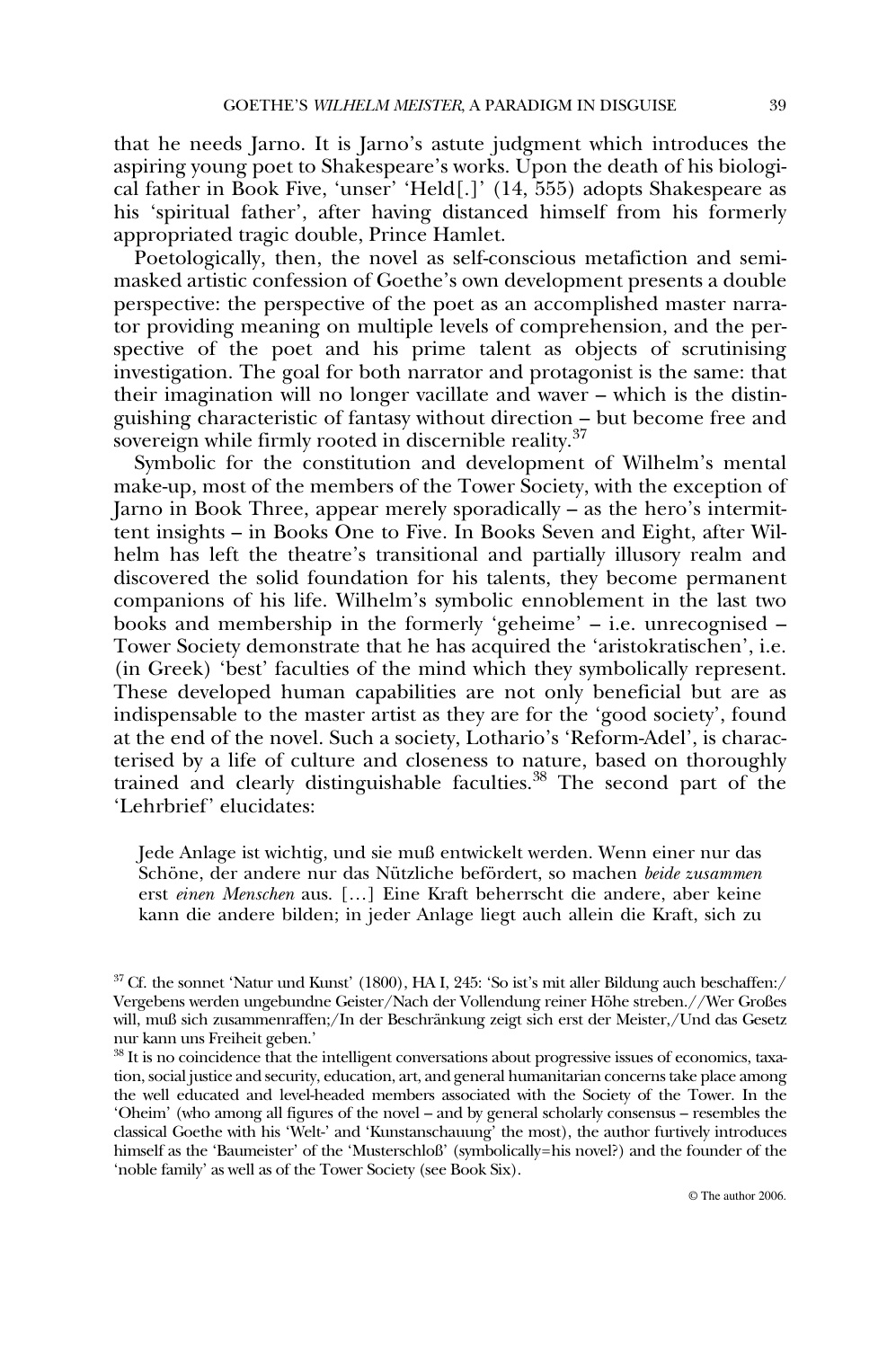that he needs Jarno. It is Jarno's astute judgment which introduces the aspiring young poet to Shakespeare's works. Upon the death of his biological father in Book Five, 'unser' 'Held[.]' (14, 555) adopts Shakespeare as his 'spiritual father', after having distanced himself from his formerly appropriated tragic double, Prince Hamlet.

Poetologically, then, the novel as self-conscious metafiction and semi-masked artistic confession of Goethe's own development presents a double perspective: the perspective of the poet as an accomplished master narrator providing meaning on multiple levels of comprehension, and the perspective of the poet and his prime talent as objects of scrutinising investigation. The goal for both narrator and protagonist is the same: that their imagination will no longer vacillate and waver – which is the distinguishing characteristic of fantasy without direction – but become free and sovereign while firmly rooted in discernible reality.[37]

Symbolic for the constitution and development of Wilhelm's mental make-up, most of the members of the Tower Society, with the exception of Jarno in Book Three, appear merely sporadically – as the hero's intermittent insights – in Books One to Five. In Books Seven and Eight, after Wilhelm has left the theatre's transitional and partially illusory realm and discovered the solid foundation for his talents, they become permanent companions of his life. Wilhelm's symbolic ennoblement in the last two books and membership in the formerly 'geheime' – i.e. unrecognised – Tower Society demonstrate that he has acquired the 'aristokratischen', i.e. (in Greek) 'best' faculties of the mind which they symbolically represent. These developed human capabilities are not only beneficial but are as indispensable to the master artist as they are for the 'good society', found at the end of the novel. Such a society, Lothario's 'Reform-Adel', is characterised by a life of culture and closeness to nature, based on thoroughly trained and clearly distinguishable faculties.[38] The second part of the 'Lehrbrief' elucidates:

> Jede Anlage ist wichtig, und sie muß entwickelt werden. Wenn einer nur das Schöne, der andere nur das Nützliche befördert, so machen *beide zusammen* erst *einen Menschen* aus. […] Eine Kraft beherrscht die andere, aber keine kann die andere bilden; in jeder Anlage liegt auch allein die Kraft, sich zu

[37] Cf. the sonnet 'Natur und Kunst' (1800), HA I, 245: 'So ist's mit aller Bildung auch beschaffen:/ Vergebens werden ungebundne Geister/Nach der Vollendung reiner Höhe streben.//Wer Großes will, muß sich zusammenraffen;/In der Beschränkung zeigt sich erst der Meister,/Und das Gesetz nur kann uns Freiheit geben.'

[38] It is no coincidence that the intelligent conversations about progressive issues of economics, taxation, social justice and security, education, art, and general humanitarian concerns take place among the well educated and level-headed members associated with the Society of the Tower. In the 'Oheim' (who among all figures of the novel – and by general scholarly consensus – resembles the classical Goethe with his 'Welt-' and 'Kunstanschauung' the most), the author furtively introduces himself as the 'Baumeister' of the 'Musterschloß' (symbolically=his novel?) and the founder of the 'noble family' as well as of the Tower Society (see Book Six).

© The author 2006.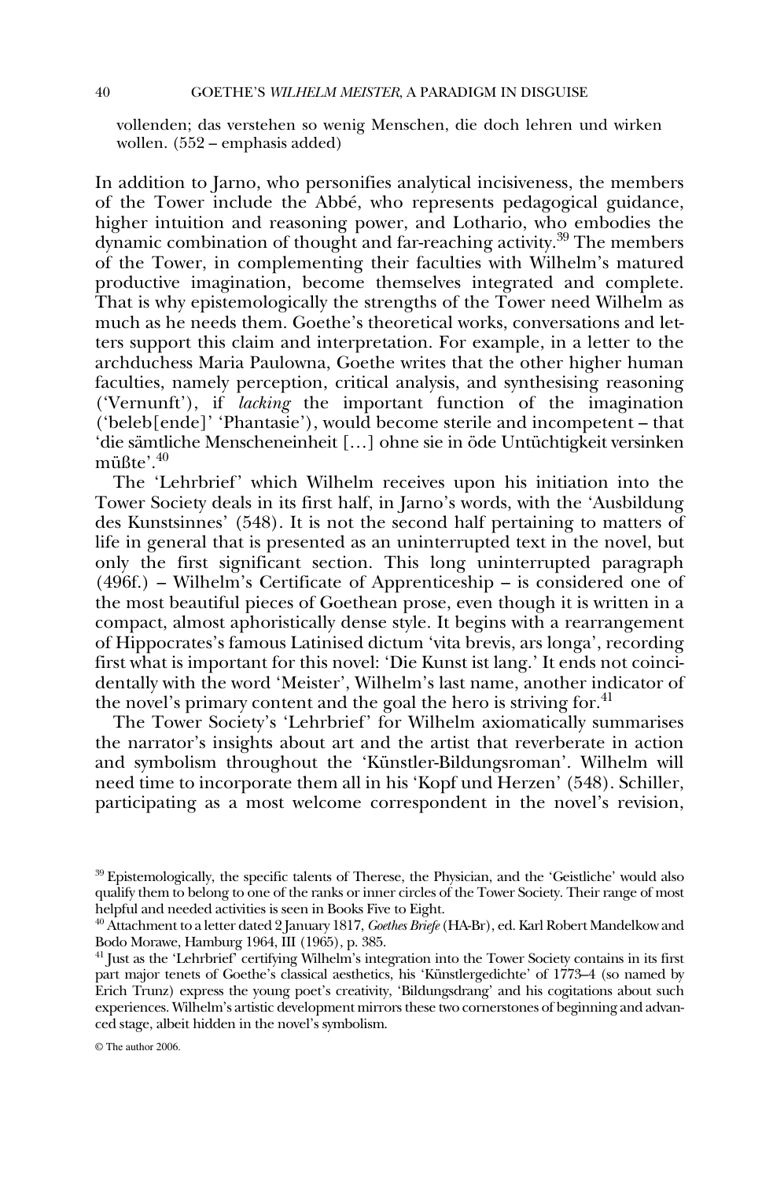vollenden; das verstehen so wenig Menschen, die doch lehren und wirken wollen. (552 – emphasis added)

In addition to Jarno, who personifies analytical incisiveness, the members of the Tower include the Abbé, who represents pedagogical guidance, higher intuition and reasoning power, and Lothario, who embodies the dynamic combination of thought and far-reaching activity.[39] The members of the Tower, in complementing their faculties with Wilhelm's matured productive imagination, become themselves integrated and complete. That is why epistemologically the strengths of the Tower need Wilhelm as much as he needs them. Goethe's theoretical works, conversations and letters support this claim and interpretation. For example, in a letter to the archduchess Maria Paulowna, Goethe writes that the other higher human faculties, namely perception, critical analysis, and synthesising reasoning ('Vernunft'), if *lacking* the important function of the imagination ('beleb[ende]' 'Phantasie'), would become sterile and incompetent – that 'die sämtliche Menscheneinheit [...] ohne sie in öde Untüchtigkeit versinken müßte'.[40]

The 'Lehrbrief' which Wilhelm receives upon his initiation into the Tower Society deals in its first half, in Jarno's words, with the 'Ausbildung des Kunstsinnes' (548). It is not the second half pertaining to matters of life in general that is presented as an uninterrupted text in the novel, but only the first significant section. This long uninterrupted paragraph (496f.) – Wilhelm's Certificate of Apprenticeship – is considered one of the most beautiful pieces of Goethean prose, even though it is written in a compact, almost aphoristically dense style. It begins with a rearrangement of Hippocrates's famous Latinised dictum 'vita brevis, ars longa', recording first what is important for this novel: 'Die Kunst ist lang.' It ends not coincidentally with the word 'Meister', Wilhelm's last name, another indicator of the novel's primary content and the goal the hero is striving for.[41]

The Tower Society's 'Lehrbrief' for Wilhelm axiomatically summarises the narrator's insights about art and the artist that reverberate in action and symbolism throughout the 'Künstler-Bildungsroman'. Wilhelm will need time to incorporate them all in his 'Kopf und Herzen' (548). Schiller, participating as a most welcome correspondent in the novel's revision,

[39] Epistemologically, the specific talents of Therese, the Physician, and the 'Geistliche' would also qualify them to belong to one of the ranks or inner circles of the Tower Society. Their range of most helpful and needed activities is seen in Books Five to Eight.

[40] Attachment to a letter dated 2 January 1817, *Goethes Briefe* (HA-Br), ed. Karl Robert Mandelkow and Bodo Morawe, Hamburg 1964, III (1965), p. 385.

[41] Just as the 'Lehrbrief' certifying Wilhelm's integration into the Tower Society contains in its first part major tenets of Goethe's classical aesthetics, his 'Künstlergedichte' of 1773–4 (so named by Erich Trunz) express the young poet's creativity, 'Bildungsdrang' and his cogitations about such experiences. Wilhelm's artistic development mirrors these two cornerstones of beginning and advanced stage, albeit hidden in the novel's symbolism.

© The author 2006.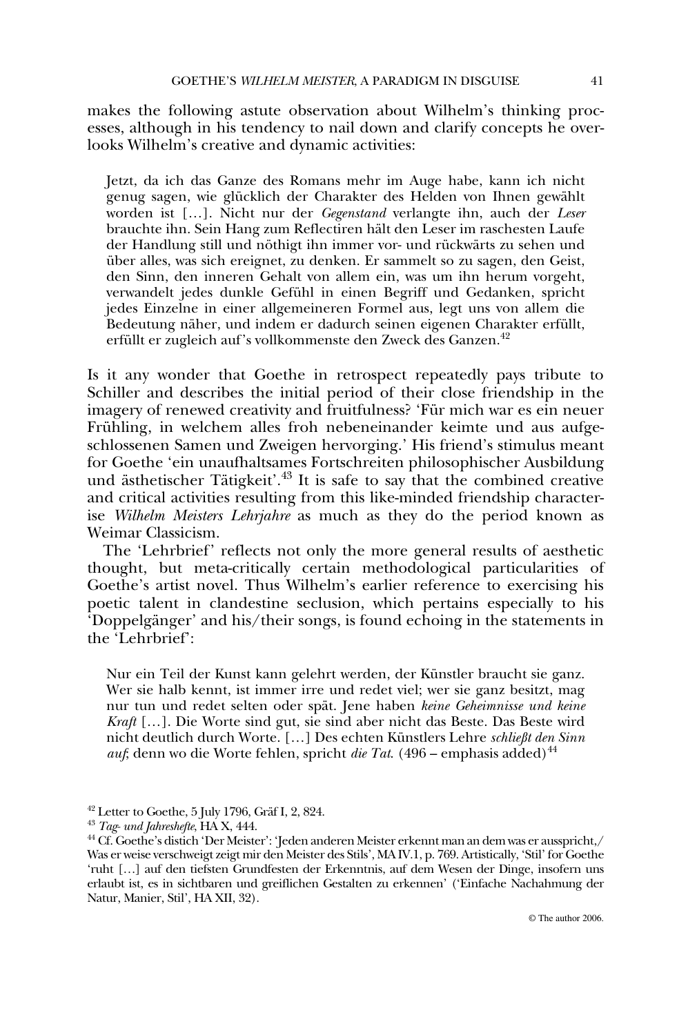makes the following astute observation about Wilhelm's thinking processes, although in his tendency to nail down and clarify concepts he overlooks Wilhelm's creative and dynamic activities:

> Jetzt, da ich das Ganze des Romans mehr im Auge habe, kann ich nicht genug sagen, wie glücklich der Charakter des Helden von Ihnen gewählt worden ist […]. Nicht nur der *Gegenstand* verlangte ihn, auch der *Leser* brauchte ihn. Sein Hang zum Reflectiren hält den Leser im raschesten Laufe der Handlung still und nöthigt ihn immer vor- und rückwärts zu sehen und über alles, was sich ereignet, zu denken. Er sammelt so zu sagen, den Geist, den Sinn, den inneren Gehalt von allem ein, was um ihn herum vorgeht, verwandelt jedes dunkle Gefühl in einen Begriff und Gedanken, spricht jedes Einzelne in einer allgemeineren Formel aus, legt uns von allem die Bedeutung näher, und indem er dadurch seinen eigenen Charakter erfüllt, erfüllt er zugleich auf's vollkommenste den Zweck des Ganzen.[42]

Is it any wonder that Goethe in retrospect repeatedly pays tribute to Schiller and describes the initial period of their close friendship in the imagery of renewed creativity and fruitfulness? 'Für mich war es ein neuer Frühling, in welchem alles froh nebeneinander keimte und aus aufgeschlossenen Samen und Zweigen hervorging.' His friend's stimulus meant for Goethe 'ein unaufhaltsames Fortschreiten philosophischer Ausbildung und ästhetischer Tätigkeit'.[43] It is safe to say that the combined creative and critical activities resulting from this like-minded friendship characterise *Wilhelm Meisters Lehrjahre* as much as they do the period known as Weimar Classicism.

The 'Lehrbrief' reflects not only the more general results of aesthetic thought, but meta-critically certain methodological particularities of Goethe's artist novel. Thus Wilhelm's earlier reference to exercising his poetic talent in clandestine seclusion, which pertains especially to his 'Doppelgänger' and his/their songs, is found echoing in the statements in the 'Lehrbrief':

> Nur ein Teil der Kunst kann gelehrt werden, der Künstler braucht sie ganz. Wer sie halb kennt, ist immer irre und redet viel; wer sie ganz besitzt, mag nur tun und redet selten oder spät. Jene haben *keine Geheimnisse und keine Kraft* […]. Die Worte sind gut, sie sind aber nicht das Beste. Das Beste wird nicht deutlich durch Worte. […] Des echten Künstlers Lehre *schließt den Sinn auf*; denn wo die Worte fehlen, spricht *die Tat*. (496 – emphasis added)[44]

---

[42] Letter to Goethe, 5 July 1796, Gräf I, 2, 824.

[43] *Tag- und Jahreshefte*, HA X, 444.

[44] Cf. Goethe's distich 'Der Meister': 'Jeden anderen Meister erkennt man an dem was er ausspricht,/ Was er weise verschweigt zeigt mir den Meister des Stils', MA IV.1, p. 769. Artistically, 'Stil' for Goethe 'ruht […] auf den tiefsten Grundfesten der Erkenntnis, auf dem Wesen der Dinge, insofern uns erlaubt ist, es in sichtbaren und greiflichen Gestalten zu erkennen' ('Einfache Nachahmung der Natur, Manier, Stil', HA XII, 32).

© The author 2006.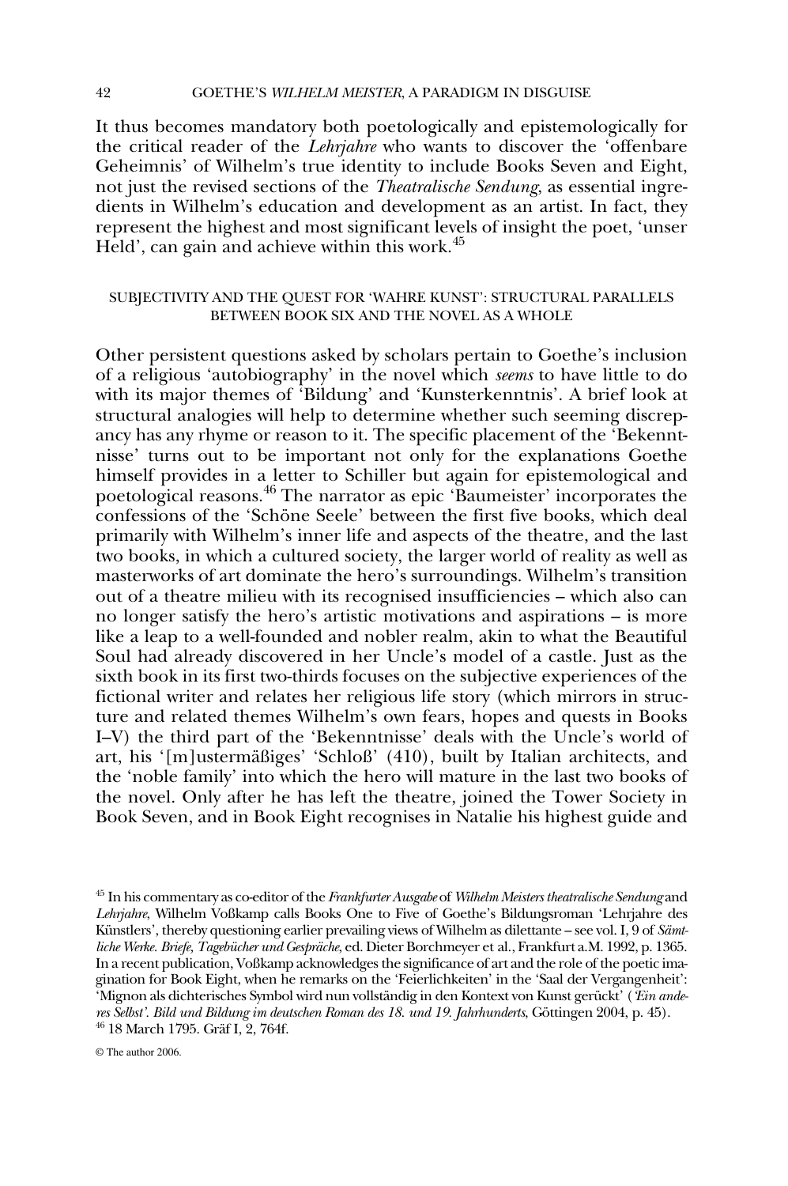It thus becomes mandatory both poetologically and epistemologically for the critical reader of the *Lehrjahre* who wants to discover the 'offenbare Geheimnis' of Wilhelm's true identity to include Books Seven and Eight, not just the revised sections of the *Theatralische Sendung*, as essential ingredients in Wilhelm's education and development as an artist. In fact, they represent the highest and most significant levels of insight the poet, 'unser Held', can gain and achieve within this work.[45]

### SUBJECTIVITY AND THE QUEST FOR 'WAHRE KUNST': STRUCTURAL PARALLELS BETWEEN BOOK SIX AND THE NOVEL AS A WHOLE

Other persistent questions asked by scholars pertain to Goethe's inclusion of a religious 'autobiography' in the novel which *seems* to have little to do with its major themes of 'Bildung' and 'Kunsterkenntnis'. A brief look at structural analogies will help to determine whether such seeming discrepancy has any rhyme or reason to it. The specific placement of the 'Bekenntnisse' turns out to be important not only for the explanations Goethe himself provides in a letter to Schiller but again for epistemological and poetological reasons.[46] The narrator as epic 'Baumeister' incorporates the confessions of the 'Schöne Seele' between the first five books, which deal primarily with Wilhelm's inner life and aspects of the theatre, and the last two books, in which a cultured society, the larger world of reality as well as masterworks of art dominate the hero's surroundings. Wilhelm's transition out of a theatre milieu with its recognised insufficiencies – which also can no longer satisfy the hero's artistic motivations and aspirations – is more like a leap to a well-founded and nobler realm, akin to what the Beautiful Soul had already discovered in her Uncle's model of a castle. Just as the sixth book in its first two-thirds focuses on the subjective experiences of the fictional writer and relates her religious life story (which mirrors in structure and related themes Wilhelm's own fears, hopes and quests in Books I–V) the third part of the 'Bekenntnisse' deals with the Uncle's world of art, his '[m]ustermäßiges' 'Schloß' (410), built by Italian architects, and the 'noble family' into which the hero will mature in the last two books of the novel. Only after he has left the theatre, joined the Tower Society in Book Seven, and in Book Eight recognises in Natalie his highest guide and

[45] In his commentary as co-editor of the *Frankfurter Ausgabe* of *Wilhelm Meisters theatralische Sendung* and *Lehrjahre*, Wilhelm Voßkamp calls Books One to Five of Goethe's Bildungsroman 'Lehrjahre des Künstlers', thereby questioning earlier prevailing views of Wilhelm as dilettante – see vol. I, 9 of *Sämtliche Werke. Briefe, Tagebücher und Gespräche*, ed. Dieter Borchmeyer et al., Frankfurt a.M. 1992, p. 1365. In a recent publication, Voßkamp acknowledges the significance of art and the role of the poetic imagination for Book Eight, when he remarks on the 'Feierlichkeiten' in the 'Saal der Vergangenheit': 'Mignon als dichterisches Symbol wird nun vollständig in den Kontext von Kunst gerückt' (*'Ein anderes Selbst'. Bild und Bildung im deutschen Roman des 18. und 19. Jahrhunderts*, Göttingen 2004, p. 45).

[46] 18 March 1795. Gräf I, 2, 764f.

© The author 2006.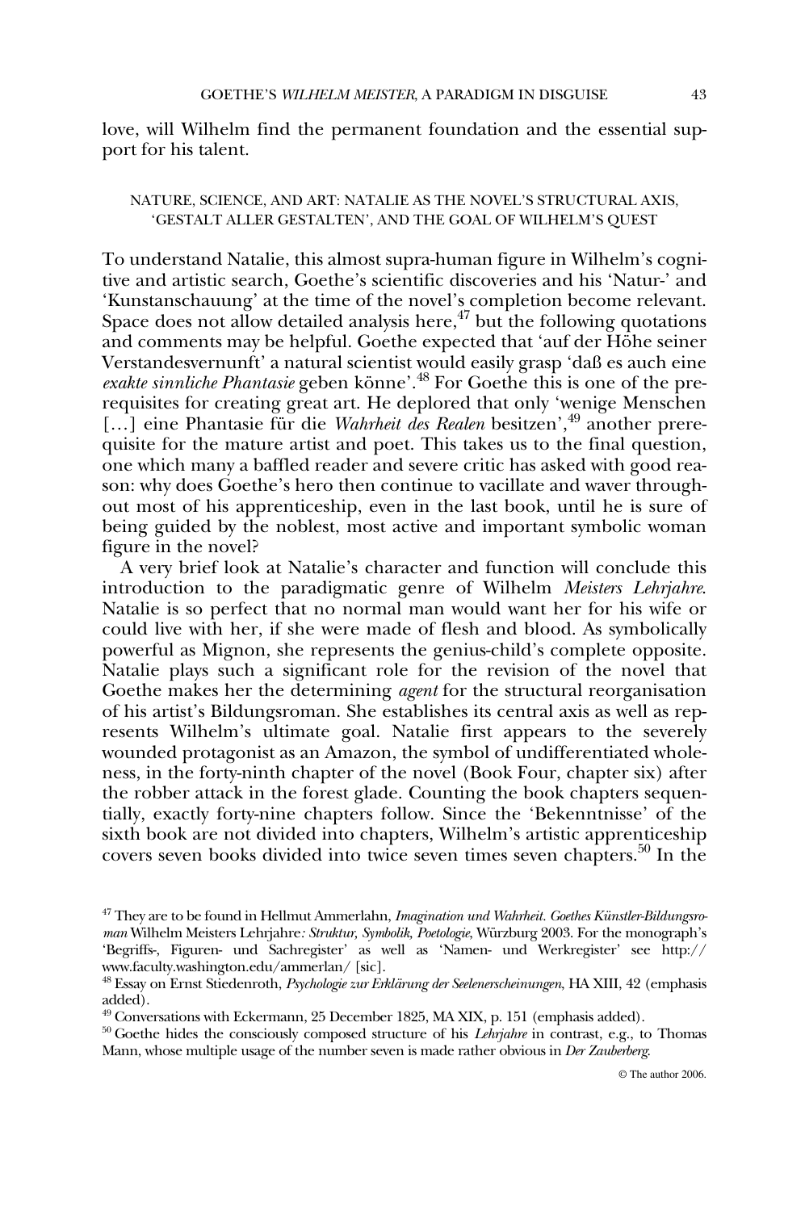love, will Wilhelm find the permanent foundation and the essential support for his talent.

### NATURE, SCIENCE, AND ART: NATALIE AS THE NOVEL'S STRUCTURAL AXIS, 'GESTALT ALLER GESTALTEN', AND THE GOAL OF WILHELM'S QUEST

To understand Natalie, this almost supra-human figure in Wilhelm's cognitive and artistic search, Goethe's scientific discoveries and his 'Natur-' and 'Kunstanschauung' at the time of the novel's completion become relevant. Space does not allow detailed analysis here,[47] but the following quotations and comments may be helpful. Goethe expected that 'auf der Höhe seiner Verstandesvernunft' a natural scientist would easily grasp 'daß es auch eine *exakte sinnliche Phantasie* geben könne'.[48] For Goethe this is one of the prerequisites for creating great art. He deplored that only 'wenige Menschen [...] eine Phantasie für die *Wahrheit des Realen* besitzen',[49] another prerequisite for the mature artist and poet. This takes us to the final question, one which many a baffled reader and severe critic has asked with good reason: why does Goethe's hero then continue to vacillate and waver throughout most of his apprenticeship, even in the last book, until he is sure of being guided by the noblest, most active and important symbolic woman figure in the novel?

A very brief look at Natalie's character and function will conclude this introduction to the paradigmatic genre of Wilhelm *Meisters Lehrjahre*. Natalie is so perfect that no normal man would want her for his wife or could live with her, if she were made of flesh and blood. As symbolically powerful as Mignon, she represents the genius-child's complete opposite. Natalie plays such a significant role for the revision of the novel that Goethe makes her the determining *agent* for the structural reorganisation of his artist's Bildungsroman. She establishes its central axis as well as represents Wilhelm's ultimate goal. Natalie first appears to the severely wounded protagonist as an Amazon, the symbol of undifferentiated wholeness, in the forty-ninth chapter of the novel (Book Four, chapter six) after the robber attack in the forest glade. Counting the book chapters sequentially, exactly forty-nine chapters follow. Since the 'Bekenntnisse' of the sixth book are not divided into chapters, Wilhelm's artistic apprenticeship covers seven books divided into twice seven times seven chapters.[50] In the

[47] They are to be found in Hellmut Ammerlahn, *Imagination und Wahrheit. Goethes Künstler-Bildungsroman* Wilhelm Meisters Lehrjahre*: Struktur, Symbolik, Poetologie*, Würzburg 2003. For the monograph's 'Begriffs-, Figuren- und Sachregister' as well as 'Namen- und Werkregister' see http://www.faculty.washington.edu/ammerlan/ [sic].

[48] Essay on Ernst Stiedenroth, *Psychologie zur Erklärung der Seelenerscheinungen*, HA XIII, 42 (emphasis added).

[49] Conversations with Eckermann, 25 December 1825, MA XIX, p. 151 (emphasis added).

[50] Goethe hides the consciously composed structure of his *Lehrjahre* in contrast, e.g., to Thomas Mann, whose multiple usage of the number seven is made rather obvious in *Der Zauberberg*.

© The author 2006.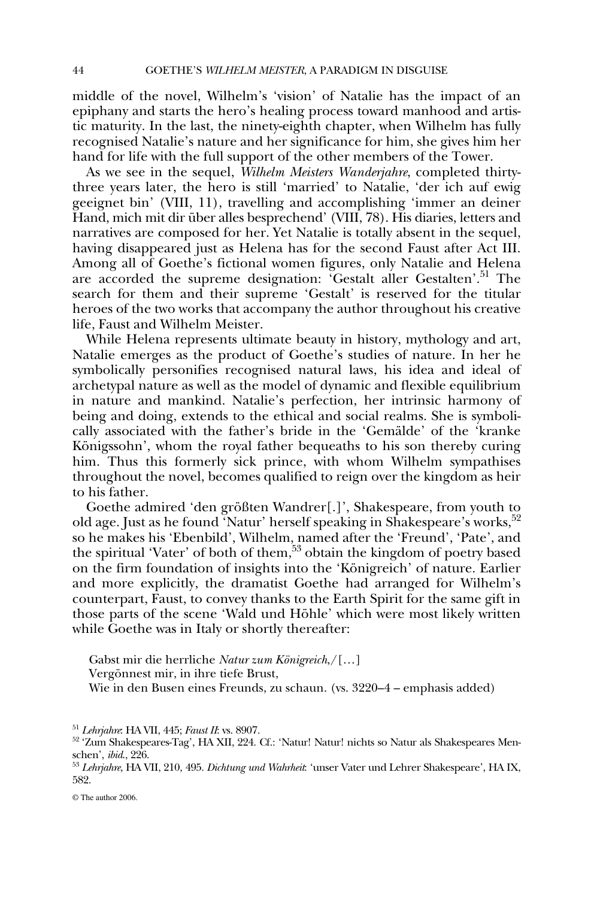middle of the novel, Wilhelm's 'vision' of Natalie has the impact of an epiphany and starts the hero's healing process toward manhood and artistic maturity. In the last, the ninety-eighth chapter, when Wilhelm has fully recognised Natalie's nature and her significance for him, she gives him her hand for life with the full support of the other members of the Tower.

As we see in the sequel, *Wilhelm Meisters Wanderjahre*, completed thirty-three years later, the hero is still 'married' to Natalie, 'der ich auf ewig geeignet bin' (VIII, 11), travelling and accomplishing 'immer an deiner Hand, mich mit dir über alles besprechend' (VIII, 78). His diaries, letters and narratives are composed for her. Yet Natalie is totally absent in the sequel, having disappeared just as Helena has for the second Faust after Act III. Among all of Goethe's fictional women figures, only Natalie and Helena are accorded the supreme designation: 'Gestalt aller Gestalten'.[51] The search for them and their supreme 'Gestalt' is reserved for the titular heroes of the two works that accompany the author throughout his creative life, Faust and Wilhelm Meister.

While Helena represents ultimate beauty in history, mythology and art, Natalie emerges as the product of Goethe's studies of nature. In her he symbolically personifies recognised natural laws, his idea and ideal of archetypal nature as well as the model of dynamic and flexible equilibrium in nature and mankind. Natalie's perfection, her intrinsic harmony of being and doing, extends to the ethical and social realms. She is symbolically associated with the father's bride in the 'Gemälde' of the 'kranke Königssohn', whom the royal father bequeaths to his son thereby curing him. Thus this formerly sick prince, with whom Wilhelm sympathises throughout the novel, becomes qualified to reign over the kingdom as heir to his father.

Goethe admired 'den größten Wandrer[.]', Shakespeare, from youth to old age. Just as he found 'Natur' herself speaking in Shakespeare's works,[52] so he makes his 'Ebenbild', Wilhelm, named after the 'Freund', 'Pate', and the spiritual 'Vater' of both of them,[53] obtain the kingdom of poetry based on the firm foundation of insights into the 'Königreich' of nature. Earlier and more explicitly, the dramatist Goethe had arranged for Wilhelm's counterpart, Faust, to convey thanks to the Earth Spirit for the same gift in those parts of the scene 'Wald und Höhle' which were most likely written while Goethe was in Italy or shortly thereafter:

> Gabst mir die herrliche *Natur zum Königreich*,/[…]
> Vergönnest mir, in ihre tiefe Brust,
> Wie in den Busen eines Freunds, zu schaun. (vs. 3220–4 – emphasis added)

[51] *Lehrjahre*: HA VII, 445; *Faust II*: vs. 8907.

[52] 'Zum Shakespeares-Tag', HA XII, 224. Cf.: 'Natur! Natur! nichts so Natur als Shakespeares Menschen', *ibid.*, 226.

[53] *Lehrjahre*, HA VII, 210, 495. *Dichtung und Wahrheit*: 'unser Vater und Lehrer Shakespeare', HA IX, 582.

© The author 2006.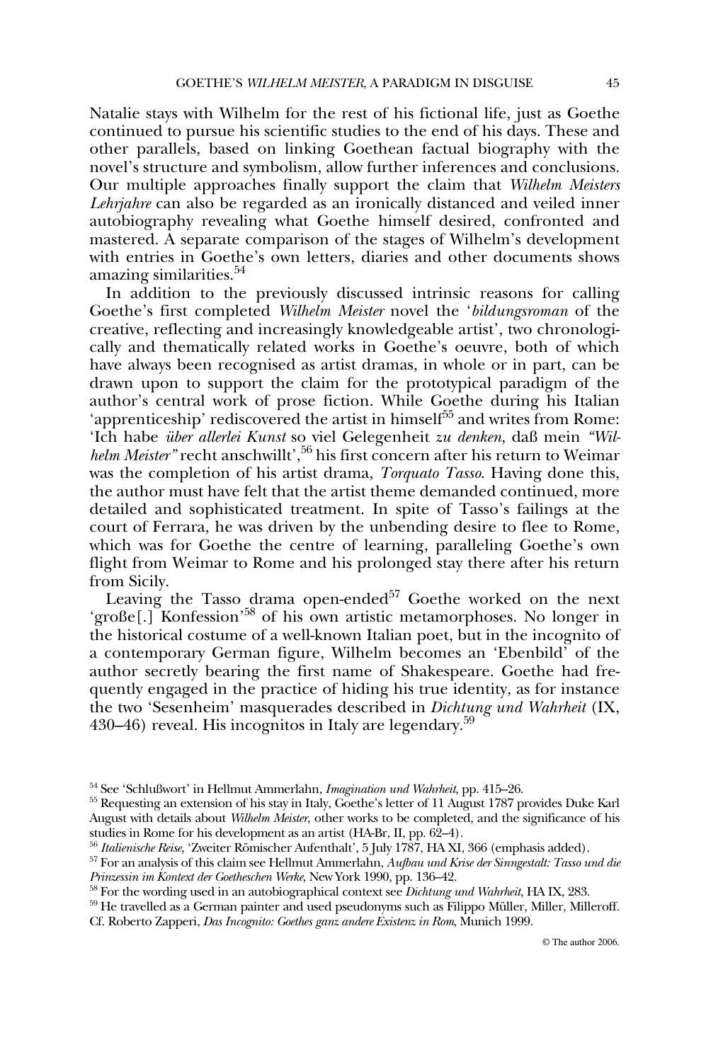Natalie stays with Wilhelm for the rest of his fictional life, just as Goethe continued to pursue his scientific studies to the end of his days. These and other parallels, based on linking Goethean factual biography with the novel's structure and symbolism, allow further inferences and conclusions. Our multiple approaches finally support the claim that *Wilhelm Meisters Lehrjahre* can also be regarded as an ironically distanced and veiled inner autobiography revealing what Goethe himself desired, confronted and mastered. A separate comparison of the stages of Wilhelm's development with entries in Goethe's own letters, diaries and other documents shows amazing similarities.[54]

In addition to the previously discussed intrinsic reasons for calling Goethe's first completed *Wilhelm Meister* novel the '*bildungsroman* of the creative, reflecting and increasingly knowledgeable artist', two chronologically and thematically related works in Goethe's oeuvre, both of which have always been recognised as artist dramas, in whole or in part, can be drawn upon to support the claim for the prototypical paradigm of the author's central work of prose fiction. While Goethe during his Italian 'apprenticeship' rediscovered the artist in himself[55] and writes from Rome: 'Ich habe *über allerlei Kunst* so viel Gelegenheit *zu denken*, daß mein *"Wilhelm Meister"* recht anschwillt',[56] his first concern after his return to Weimar was the completion of his artist drama, *Torquato Tasso*. Having done this, the author must have felt that the artist theme demanded continued, more detailed and sophisticated treatment. In spite of Tasso's failings at the court of Ferrara, he was driven by the unbending desire to flee to Rome, which was for Goethe the centre of learning, paralleling Goethe's own flight from Weimar to Rome and his prolonged stay there after his return from Sicily.

Leaving the Tasso drama open-ended[57] Goethe worked on the next 'große[.] Konfession'[58] of his own artistic metamorphoses. No longer in the historical costume of a well-known Italian poet, but in the incognito of a contemporary German figure, Wilhelm becomes an 'Ebenbild' of the author secretly bearing the first name of Shakespeare. Goethe had frequently engaged in the practice of hiding his true identity, as for instance the two 'Sesenheim' masquerades described in *Dichtung und Wahrheit* (IX, 430–46) reveal. His incognitos in Italy are legendary.[59]

---

[54] See 'Schlußwort' in Hellmut Ammerlahn, *Imagination und Wahrheit*, pp. 415–26.

[55] Requesting an extension of his stay in Italy, Goethe's letter of 11 August 1787 provides Duke Karl August with details about *Wilhelm Meister*, other works to be completed, and the significance of his studies in Rome for his development as an artist (HA-Br, II, pp. 62–4).

[56] *Italienische Reise*, 'Zweiter Römischer Aufenthalt', 5 July 1787, HA XI, 366 (emphasis added).

[57] For an analysis of this claim see Hellmut Ammerlahn, *Aufbau und Krise der Sinngestalt: Tasso und die Prinzessin im Kontext der Goetheschen Werke*, New York 1990, pp. 136–42.

[58] For the wording used in an autobiographical context see *Dichtung und Wahrheit*, HA IX, 283.

[59] He travelled as a German painter and used pseudonyms such as Filippo Müller, Miller, Milleroff. Cf. Roberto Zapperi, *Das Incognito: Goethes ganz andere Existenz in Rom*, Munich 1999.

© The author 2006.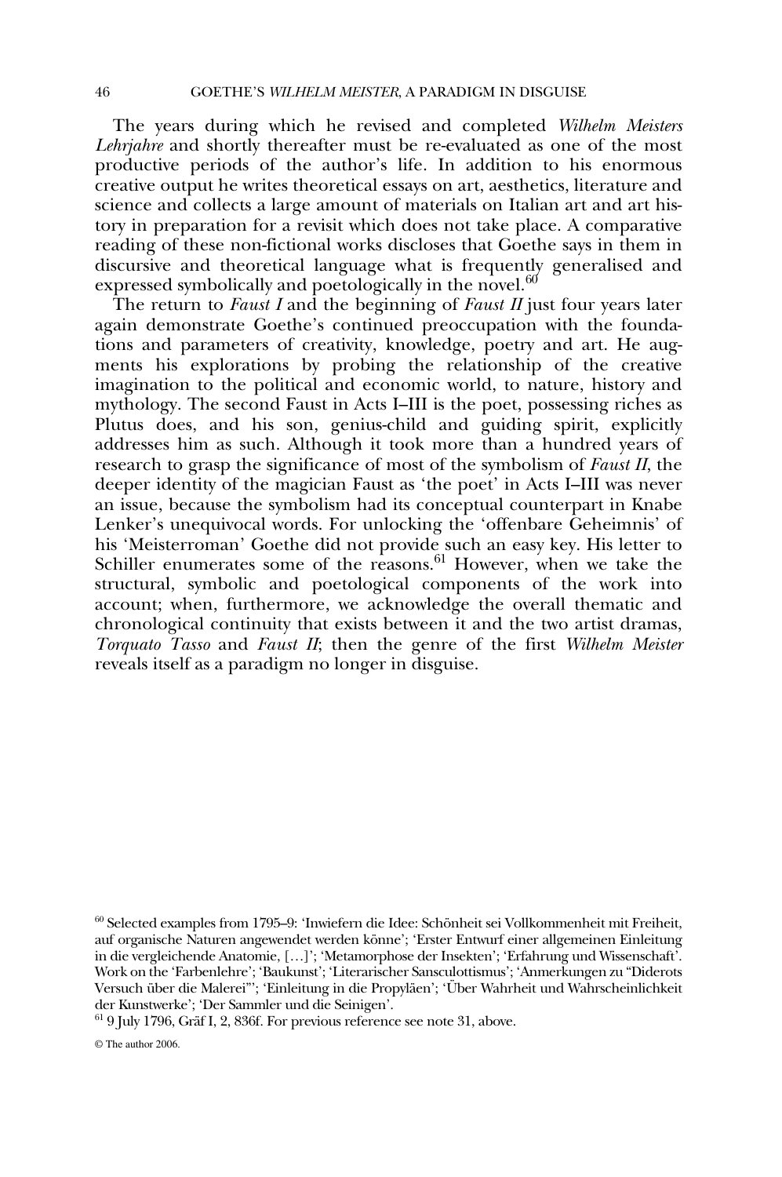The years during which he revised and completed *Wilhelm Meisters Lehrjahre* and shortly thereafter must be re-evaluated as one of the most productive periods of the author's life. In addition to his enormous creative output he writes theoretical essays on art, aesthetics, literature and science and collects a large amount of materials on Italian art and art history in preparation for a revisit which does not take place. A comparative reading of these non-fictional works discloses that Goethe says in them in discursive and theoretical language what is frequently generalised and expressed symbolically and poetologically in the novel.[60]

The return to *Faust I* and the beginning of *Faust II* just four years later again demonstrate Goethe's continued preoccupation with the foundations and parameters of creativity, knowledge, poetry and art. He augments his explorations by probing the relationship of the creative imagination to the political and economic world, to nature, history and mythology. The second Faust in Acts I–III is the poet, possessing riches as Plutus does, and his son, genius-child and guiding spirit, explicitly addresses him as such. Although it took more than a hundred years of research to grasp the significance of most of the symbolism of *Faust II*, the deeper identity of the magician Faust as 'the poet' in Acts I–III was never an issue, because the symbolism had its conceptual counterpart in Knabe Lenker's unequivocal words. For unlocking the 'offenbare Geheimnis' of his 'Meisterroman' Goethe did not provide such an easy key. His letter to Schiller enumerates some of the reasons.[61] However, when we take the structural, symbolic and poetological components of the work into account; when, furthermore, we acknowledge the overall thematic and chronological continuity that exists between it and the two artist dramas, *Torquato Tasso* and *Faust II*; then the genre of the first *Wilhelm Meister* reveals itself as a paradigm no longer in disguise.

[60] Selected examples from 1795–9: 'Inwiefern die Idee: Schönheit sei Vollkommenheit mit Freiheit, auf organische Naturen angewendet werden könne'; 'Erster Entwurf einer allgemeinen Einleitung in die vergleichende Anatomie, […]'; 'Metamorphose der Insekten'; 'Erfahrung und Wissenschaft'. Work on the 'Farbenlehre'; 'Baukunst'; 'Literarischer Sansculottismus'; 'Anmerkungen zu "Diderots Versuch über die Malerei"'; 'Einleitung in die Propyläen'; 'Über Wahrheit und Wahrscheinlichkeit der Kunstwerke'; 'Der Sammler und die Seinigen'.

[61] 9 July 1796, Gräf I, 2, 836f. For previous reference see note 31, above.

© The author 2006.